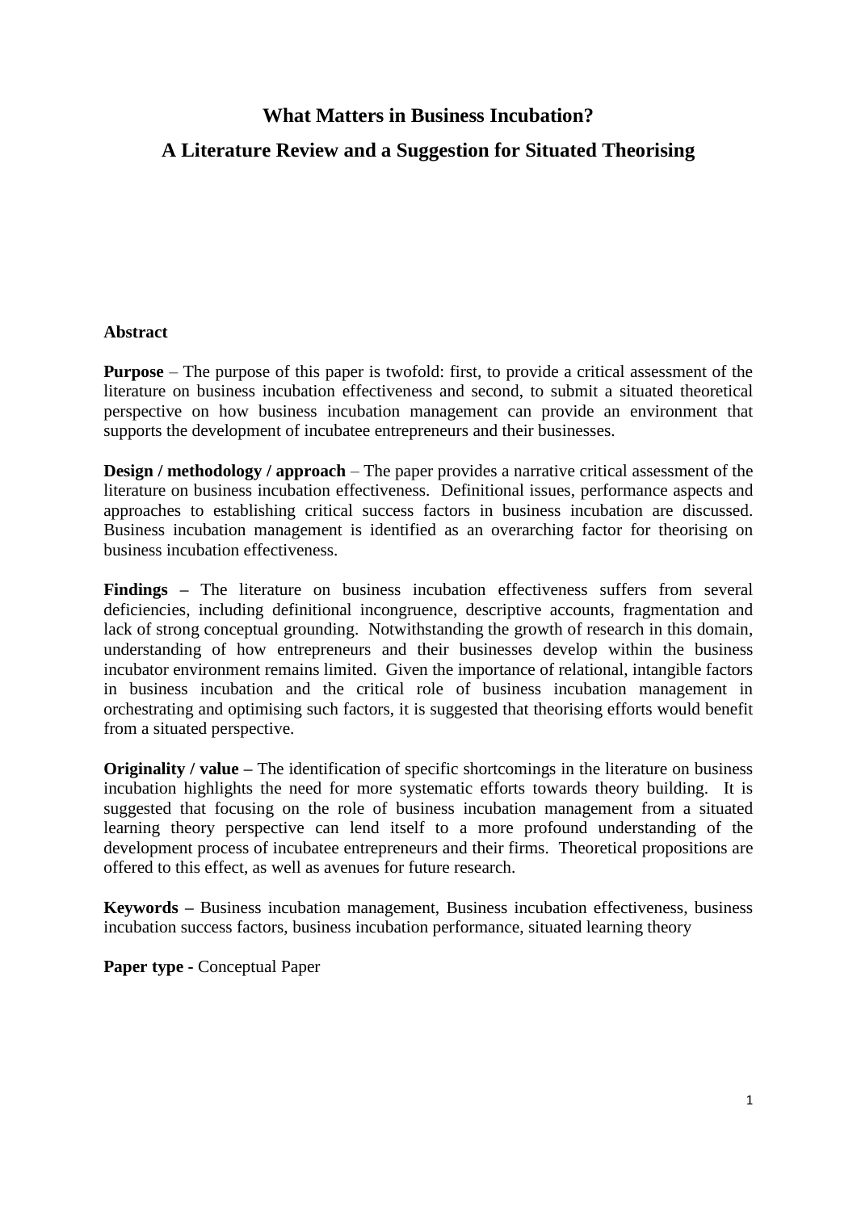# What Matters in Business Incubation?

# A Literature Review and a Suggestion for Situated Theorising

## Abstract

**Purpose** – The purpose of this paper is twofold: first, to provide a critical assessment of the literature on business incubation effectiveness and second, to submit a situated theoretical perspective on how business incubation management can provide an environment that supports the development of incubatee entrepreneurs and their businesses.

**Design / methodology / approach** – The paper provides a narrative critical assessment of the literature on business incubation effectiveness. Definitional issues, performance aspects and approaches to establishing critical success factors in business incubation are discussed. Business incubation management is identified as an overarching factor for theorising on business incubation effectiveness.

**Findings –** The literature on business incubation effectiveness suffers from several deficiencies, including definitional incongruence, descriptive accounts, fragmentation and lack of strong conceptual grounding. Notwithstanding the growth of research in this domain, understanding of how entrepreneurs and their businesses develop within the business incubator environment remains limited. Given the importance of relational, intangible factors in business incubation and the critical role of business incubation management in orchestrating and optimising such factors, it is suggested that theorising efforts would benefit from a situated perspective.

**Originality / value –** The identification of specific shortcomings in the literature on business incubation highlights the need for more systematic efforts towards theory building. It is suggested that focusing on the role of business incubation management from a situated learning theory perspective can lend itself to a more profound understanding of the development process of incubatee entrepreneurs and their firms. Theoretical propositions are offered to this effect, as well as avenues for future research.

**Keywords –** Business incubation management, Business incubation effectiveness, business incubation success factors, business incubation performance, situated learning theory

**Paper type -** Conceptual Paper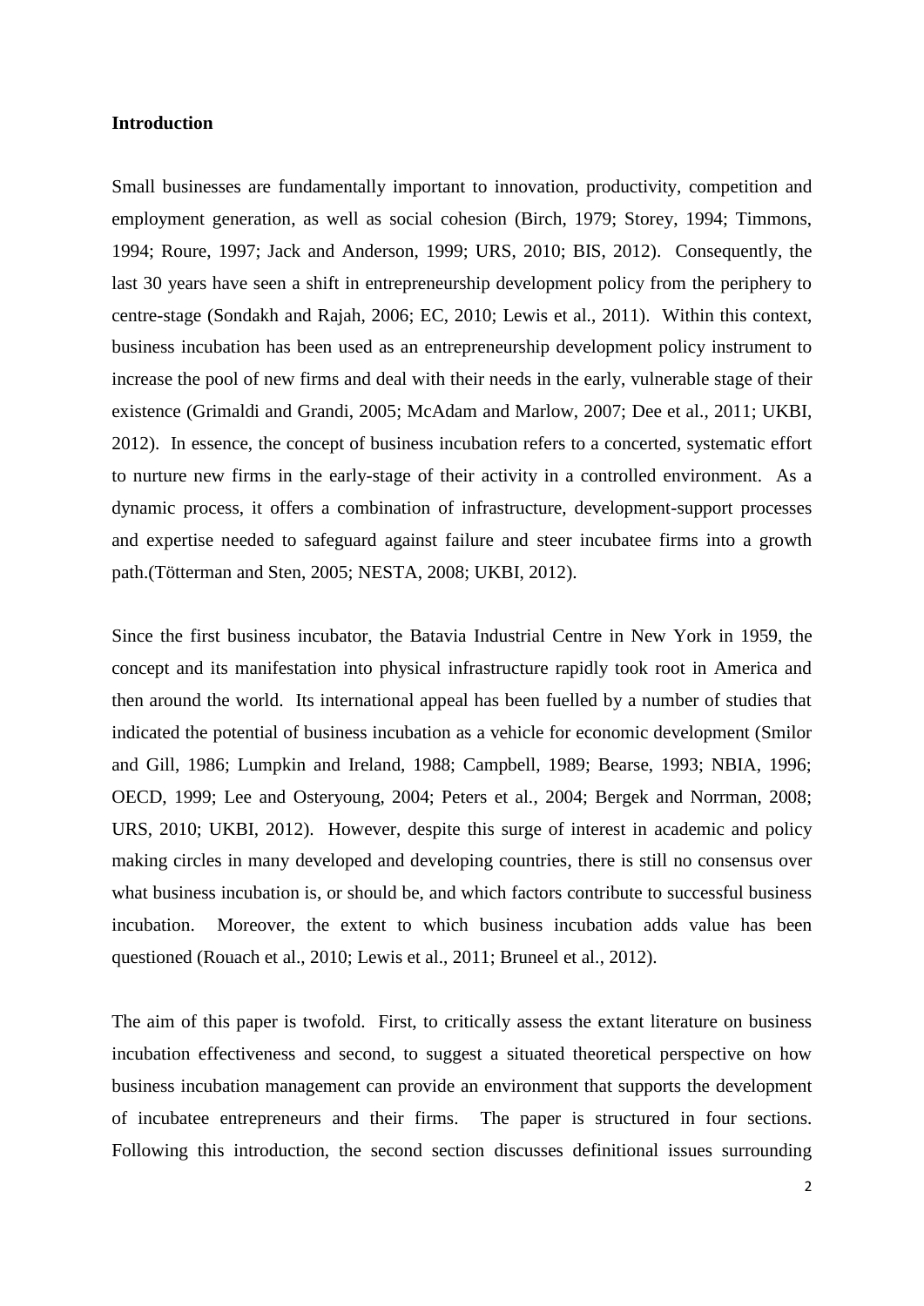**Introduction**

Small businesses are fundamentally important to innovation, productivity, competition and employment generation, as well as social cohesion (Birch, 1979; Storey, 1994; Timmons, 1994; Roure, 1997; Jack and Anderson, 1999; URS, 2010; BIS, 2012). Consequently, the last 30 years have seen a shift in entrepreneurship development policy from the periphery to centre-stage (Sondakh and Rajah, 2006; EC, 2010; Lewis et al., 2011). Within this context, business incubation has been used as an entrepreneurship development policy instrument to increase the pool of new firms and deal with their needs in the early, vulnerable stage of their existence (Grimaldi and Grandi, 2005; McAdam and Marlow, 2007; Dee et al., 2011; UKBI, 2012). In essence, the concept of business incubation refers to a concerted, systematic effort to nurture new firms in the early-stage of their activity in a controlled environment. As a dynamic process, it offers a combination of infrastructure, development-support processes and expertise needed to safeguard against failure and steer incubatee firms into a growth path.(Tötterman and Sten, 2005; NESTA, 2008; UKBI, 2012).

Since the first business incubator, the Batavia Industrial Centre in New York in 1959, the concept and its manifestation into physical infrastructure rapidly took root in America and then around the world. Its international appeal has been fuelled by a number of studies that indicated the potential of business incubation as a vehicle for economic development (Smilor and Gill, 1986; Lumpkin and Ireland, 1988; Campbell, 1989; Bearse, 1993; NBIA, 1996; OECD, 1999; Lee and Osteryoung, 2004; Peters et al., 2004; Bergek and Norrman, 2008; URS, 2010; UKBI, 2012). However, despite this surge of interest in academic and policy making circles in many developed and developing countries, there is still no consensus over what business incubation is, or should be, and which factors contribute to successful business incubation. Moreover, the extent to which business incubation adds value has been questioned (Rouach et al., 2010; Lewis et al., 2011; Bruneel et al., 2012).

The aim of this paper is twofold. First, to critically assess the extant literature on business incubation effectiveness and second, to suggest a situated theoretical perspective on how business incubation management can provide an environment that supports the development of incubatee entrepreneurs and their firms. The paper is structured in four sections. Following this introduction, the second section discusses definitional issues surrounding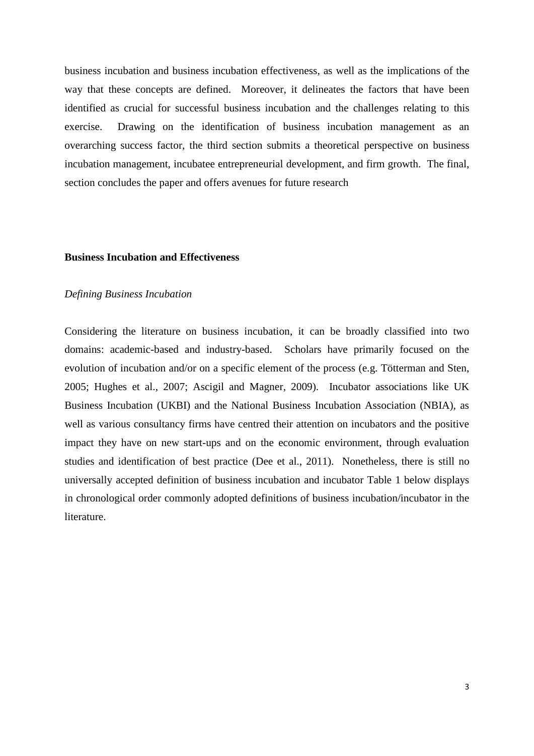business incubation and business incubation effectiveness, as well as the implications of the way that these concepts are defined. Moreover, it delineates the factors that have been identified as crucial for successful business incubation and the challenges relating to this exercise. Drawing on the identification of business incubation management as an overarching success factor, the third section submits a theoretical perspective on business incubation management, incubatee entrepreneurial development, and firm growth. The final, section concludes the paper and offers avenues for future research

## Business Incubation and Effectiveness

### *Defining Business Incubation*

Considering the literature on business incubation, it can be broadly classified into two domains: academic-based and industry-based. Scholars have primarily focused on the evolution of incubation and/or on a specific element of the process (e.g. Tötterman and Sten, 2005; Hughes et al., 2007; Ascigil and Magner, 2009). Incubator associations like UK Business Incubation (UKBI) and the National Business Incubation Association (NBIA), as well as various consultancy firms have centred their attention on incubators and the positive impact they have on new start-ups and on the economic environment, through evaluation studies and identification of best practice (Dee et al., 2011). Nonetheless, there is still no universally accepted definition of business incubation and incubator Table 1 below displays in chronological order commonly adopted definitions of business incubation/incubator in the literature.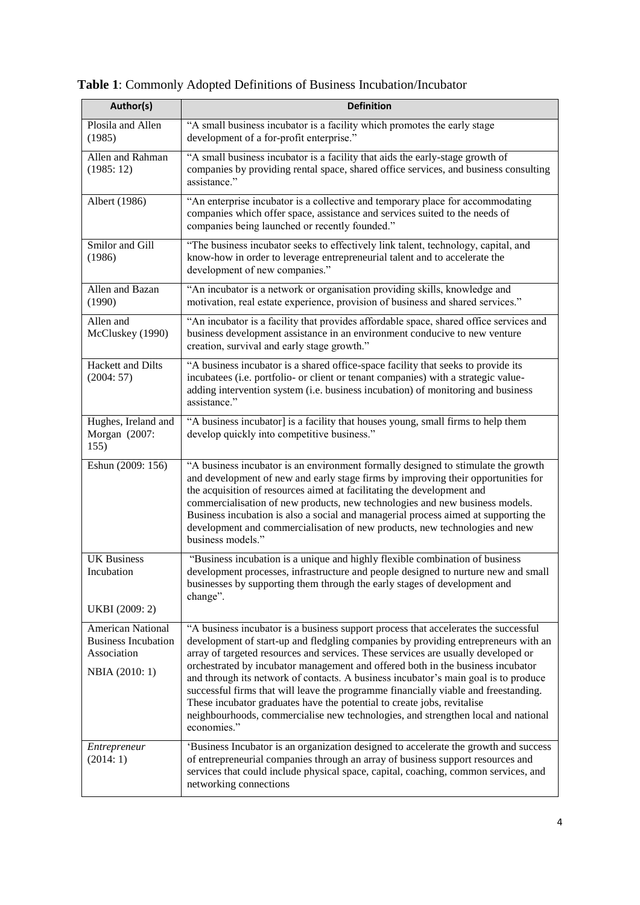**Table 1**: Commonly Adopted Definitions of Business Incubation/Incubator

| Author(s) | Definition |
|---|---|
| Plosila and Allen (1985) | "A small business incubator is a facility which promotes the early stage development of a for-profit enterprise." |
| Allen and Rahman (1985: 12) | "A small business incubator is a facility that aids the early-stage growth of companies by providing rental space, shared office services, and business consulting assistance." |
| Albert (1986) | "An enterprise incubator is a collective and temporary place for accommodating companies which offer space, assistance and services suited to the needs of companies being launched or recently founded." |
| Smilor and Gill (1986) | "The business incubator seeks to effectively link talent, technology, capital, and know-how in order to leverage entrepreneurial talent and to accelerate the development of new companies." |
| Allen and Bazan (1990) | "An incubator is a network or organisation providing skills, knowledge and motivation, real estate experience, provision of business and shared services." |
| Allen and McCluskey (1990) | "An incubator is a facility that provides affordable space, shared office services and business development assistance in an environment conducive to new venture creation, survival and early stage growth." |
| Hackett and Dilts (2004: 57) | "A business incubator is a shared office-space facility that seeks to provide its incubatees (i.e. portfolio- or client or tenant companies) with a strategic value-adding intervention system (i.e. business incubation) of monitoring and business assistance." |
| Hughes, Ireland and Morgan (2007: 155) | "A business incubator] is a facility that houses young, small firms to help them develop quickly into competitive business." |
| Eshun (2009: 156) | "A business incubator is an environment formally designed to stimulate the growth and development of new and early stage firms by improving their opportunities for the acquisition of resources aimed at facilitating the development and commercialisation of new products, new technologies and new business models. Business incubation is also a social and managerial process aimed at supporting the development and commercialisation of new products, new technologies and new business models." |
| UK Business Incubation<br><br>UKBI (2009: 2) | "Business incubation is a unique and highly flexible combination of business development processes, infrastructure and people designed to nurture new and small businesses by supporting them through the early stages of development and change". |
| American National Business Incubation Association<br><br>NBIA (2010: 1) | "A business incubator is a business support process that accelerates the successful development of start-up and fledgling companies by providing entrepreneurs with an array of targeted resources and services. These services are usually developed or orchestrated by incubator management and offered both in the business incubator and through its network of contacts. A business incubator's main goal is to produce successful firms that will leave the programme financially viable and freestanding. These incubator graduates have the potential to create jobs, revitalise neighbourhoods, commercialise new technologies, and strengthen local and national economies." |
| *Entrepreneur* (2014: 1) | 'Business Incubator is an organization designed to accelerate the growth and success of entrepreneurial companies through an array of business support resources and services that could include physical space, capital, coaching, common services, and networking connections |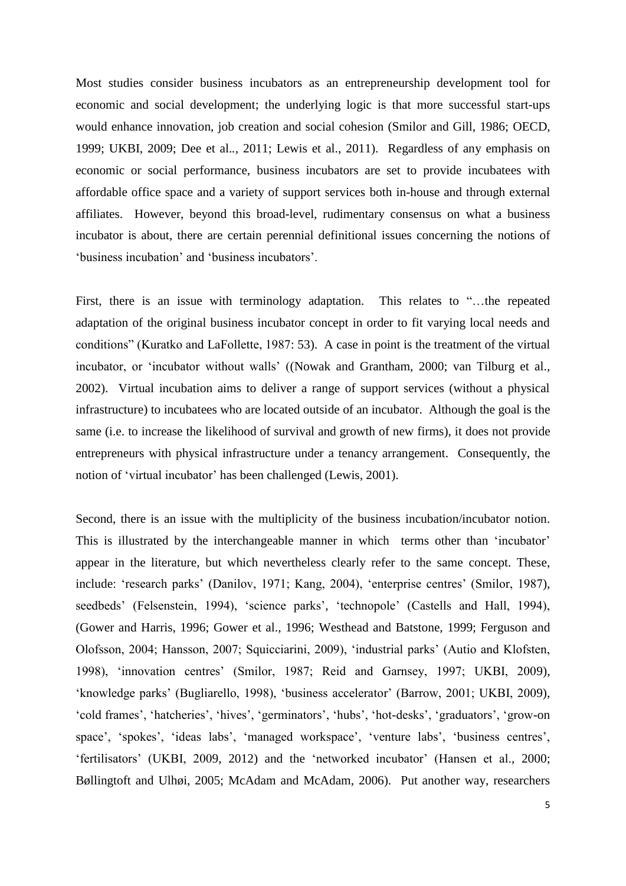Most studies consider business incubators as an entrepreneurship development tool for economic and social development; the underlying logic is that more successful start-ups would enhance innovation, job creation and social cohesion (Smilor and Gill, 1986; OECD, 1999; UKBI, 2009; Dee et al.., 2011; Lewis et al., 2011). Regardless of any emphasis on economic or social performance, business incubators are set to provide incubatees with affordable office space and a variety of support services both in-house and through external affiliates. However, beyond this broad-level, rudimentary consensus on what a business incubator is about, there are certain perennial definitional issues concerning the notions of 'business incubation' and 'business incubators'.

First, there is an issue with terminology adaptation. This relates to "…the repeated adaptation of the original business incubator concept in order to fit varying local needs and conditions" (Kuratko and LaFollette, 1987: 53). A case in point is the treatment of the virtual incubator, or 'incubator without walls' ((Nowak and Grantham, 2000; van Tilburg et al., 2002). Virtual incubation aims to deliver a range of support services (without a physical infrastructure) to incubatees who are located outside of an incubator. Although the goal is the same (i.e. to increase the likelihood of survival and growth of new firms), it does not provide entrepreneurs with physical infrastructure under a tenancy arrangement. Consequently, the notion of 'virtual incubator' has been challenged (Lewis, 2001).

Second, there is an issue with the multiplicity of the business incubation/incubator notion. This is illustrated by the interchangeable manner in which terms other than 'incubator' appear in the literature, but which nevertheless clearly refer to the same concept. These, include: 'research parks' (Danilov, 1971; Kang, 2004), 'enterprise centres' (Smilor, 1987), seedbeds' (Felsenstein, 1994), 'science parks', 'technopole' (Castells and Hall, 1994), (Gower and Harris, 1996; Gower et al., 1996; Westhead and Batstone, 1999; Ferguson and Olofsson, 2004; Hansson, 2007; Squicciarini, 2009), 'industrial parks' (Autio and Klofsten, 1998), 'innovation centres' (Smilor, 1987; Reid and Garnsey, 1997; UKBI, 2009), 'knowledge parks' (Bugliarello, 1998), 'business accelerator' (Barrow, 2001; UKBI, 2009), 'cold frames', 'hatcheries', 'hives', 'germinators', 'hubs', 'hot-desks', 'graduators', 'grow-on space', 'spokes', 'ideas labs', 'managed workspace', 'venture labs', 'business centres', 'fertilisators' (UKBI, 2009, 2012) and the 'networked incubator' (Hansen et al., 2000; Bøllingtoft and Ulhøi, 2005; McAdam and McAdam, 2006). Put another way, researchers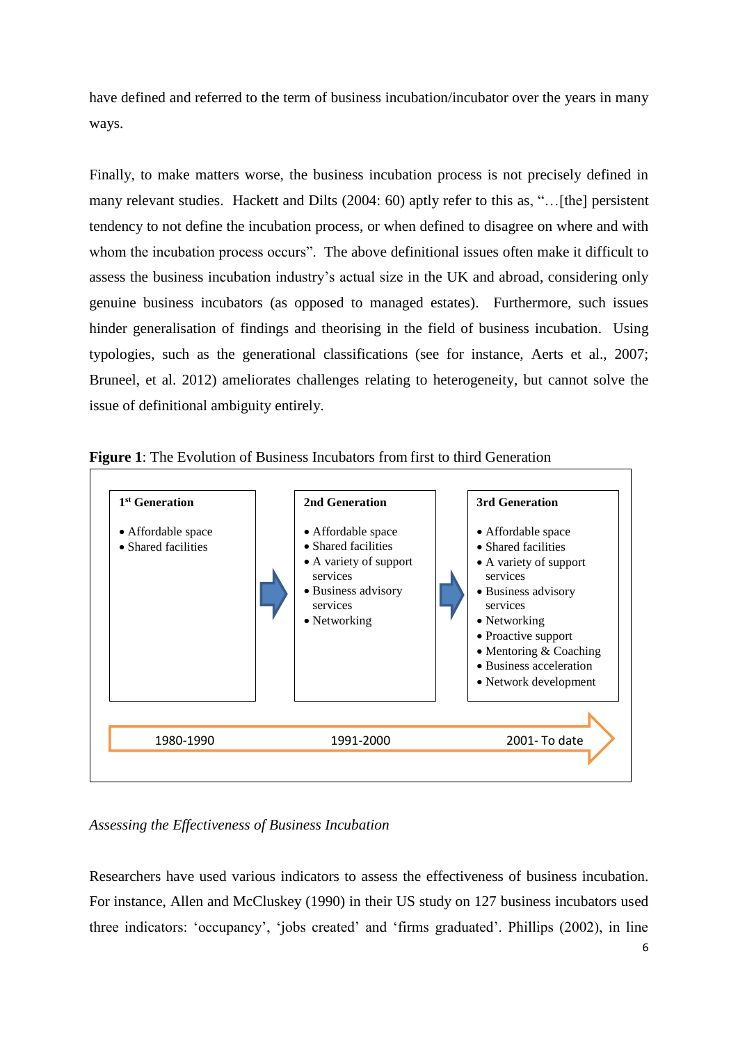have defined and referred to the term of business incubation/incubator over the years in many ways.

Finally, to make matters worse, the business incubation process is not precisely defined in many relevant studies. Hackett and Dilts (2004: 60) aptly refer to this as, "…[the] persistent tendency to not define the incubation process, or when defined to disagree on where and with whom the incubation process occurs". The above definitional issues often make it difficult to assess the business incubation industry's actual size in the UK and abroad, considering only genuine business incubators (as opposed to managed estates). Furthermore, such issues hinder generalisation of findings and theorising in the field of business incubation. Using typologies, such as the generational classifications (see for instance, Aerts et al., 2007; Bruneel, et al. 2012) ameliorates challenges relating to heterogeneity, but cannot solve the issue of definitional ambiguity entirely.

**Figure 1**: The Evolution of Business Incubators from first to third Generation

| 1st Generation (1980-1990) | 2nd Generation (1991-2000) | 3rd Generation (2001- To date) |
|---|---|---|
| • Affordable space<br>• Shared facilities | • Affordable space<br>• Shared facilities<br>• A variety of support services<br>• Business advisory services<br>• Networking | • Affordable space<br>• Shared facilities<br>• A variety of support services<br>• Business advisory services<br>• Networking<br>• Proactive support<br>• Mentoring & Coaching<br>• Business acceleration<br>• Network development |

*Assessing the Effectiveness of Business Incubation*

Researchers have used various indicators to assess the effectiveness of business incubation. For instance, Allen and McCluskey (1990) in their US study on 127 business incubators used three indicators: 'occupancy', 'jobs created' and 'firms graduated'. Phillips (2002), in line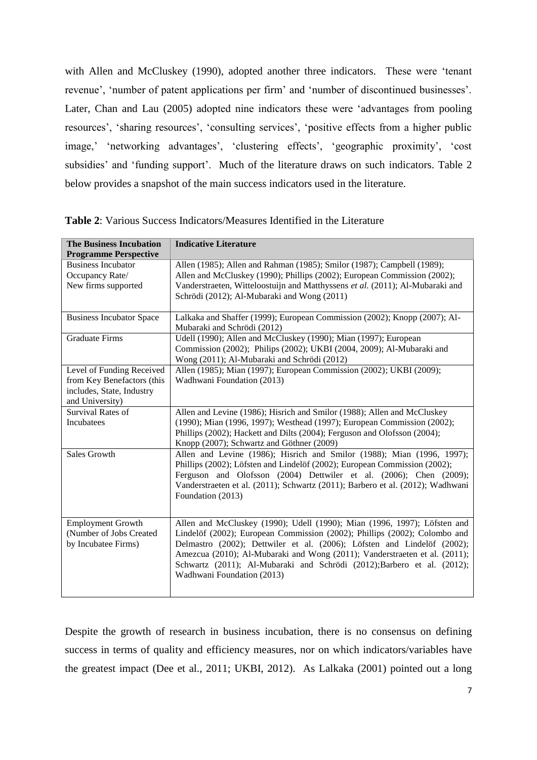with Allen and McCluskey (1990), adopted another three indicators. These were 'tenant revenue', 'number of patent applications per firm' and 'number of discontinued businesses'. Later, Chan and Lau (2005) adopted nine indicators these were 'advantages from pooling resources', 'sharing resources', 'consulting services', 'positive effects from a higher public image,' 'networking advantages', 'clustering effects', 'geographic proximity', 'cost subsidies' and 'funding support'. Much of the literature draws on such indicators. Table 2 below provides a snapshot of the main success indicators used in the literature.

**Table 2**: Various Success Indicators/Measures Identified in the Literature

| The Business Incubation Programme Perspective | Indicative Literature |
|---|---|
| Business Incubator Occupancy Rate/ New firms supported | Allen (1985); Allen and Rahman (1985); Smilor (1987); Campbell (1989); Allen and McCluskey (1990); Phillips (2002); European Commission (2002); Vanderstraeten, Witteloostuijn and Matthyssens *et al.* (2011); Al-Mubaraki and Schrödi (2012); Al-Mubaraki and Wong (2011) |
| Business Incubator Space | Lalkaka and Shaffer (1999); European Commission (2002); Knopp (2007); Al-Mubaraki and Schrödi (2012) |
| Graduate Firms | Udell (1990); Allen and McCluskey (1990); Mian (1997); European Commission (2002); Philips (2002); UKBI (2004, 2009); Al-Mubaraki and Wong (2011); Al-Mubaraki and Schrödi (2012) |
| Level of Funding Received from Key Benefactors (this includes, State, Industry and University) | Allen (1985); Mian (1997); European Commission (2002); UKBI (2009); Wadhwani Foundation (2013) |
| Survival Rates of Incubatees | Allen and Levine (1986); Hisrich and Smilor (1988); Allen and McCluskey (1990); Mian (1996, 1997); Westhead (1997); European Commission (2002); Phillips (2002); Hackett and Dilts (2004); Ferguson and Olofsson (2004); Knopp (2007); Schwartz and Göthner (2009) |
| Sales Growth | Allen and Levine (1986); Hisrich and Smilor (1988); Mian (1996, 1997); Phillips (2002); Löfsten and Lindelöf (2002); European Commission (2002); Ferguson and Olofsson (2004) Dettwiler et al. (2006); Chen (2009); Vanderstraeten et al. (2011); Schwartz (2011); Barbero et al. (2012); Wadhwani Foundation (2013) |
| Employment Growth (Number of Jobs Created by Incubatee Firms) | Allen and McCluskey (1990); Udell (1990); Mian (1996, 1997); Löfsten and Lindelöf (2002); European Commission (2002); Phillips (2002); Colombo and Delmastro (2002); Dettwiler et al. (2006); Löfsten and Lindelöf (2002); Amezcua (2010); Al-Mubaraki and Wong (2011); Vanderstraeten et al. (2011); Schwartz (2011); Al-Mubaraki and Schrödi (2012);Barbero et al. (2012); Wadhwani Foundation (2013) |

Despite the growth of research in business incubation, there is no consensus on defining success in terms of quality and efficiency measures, nor on which indicators/variables have the greatest impact (Dee et al., 2011; UKBI, 2012). As Lalkaka (2001) pointed out a long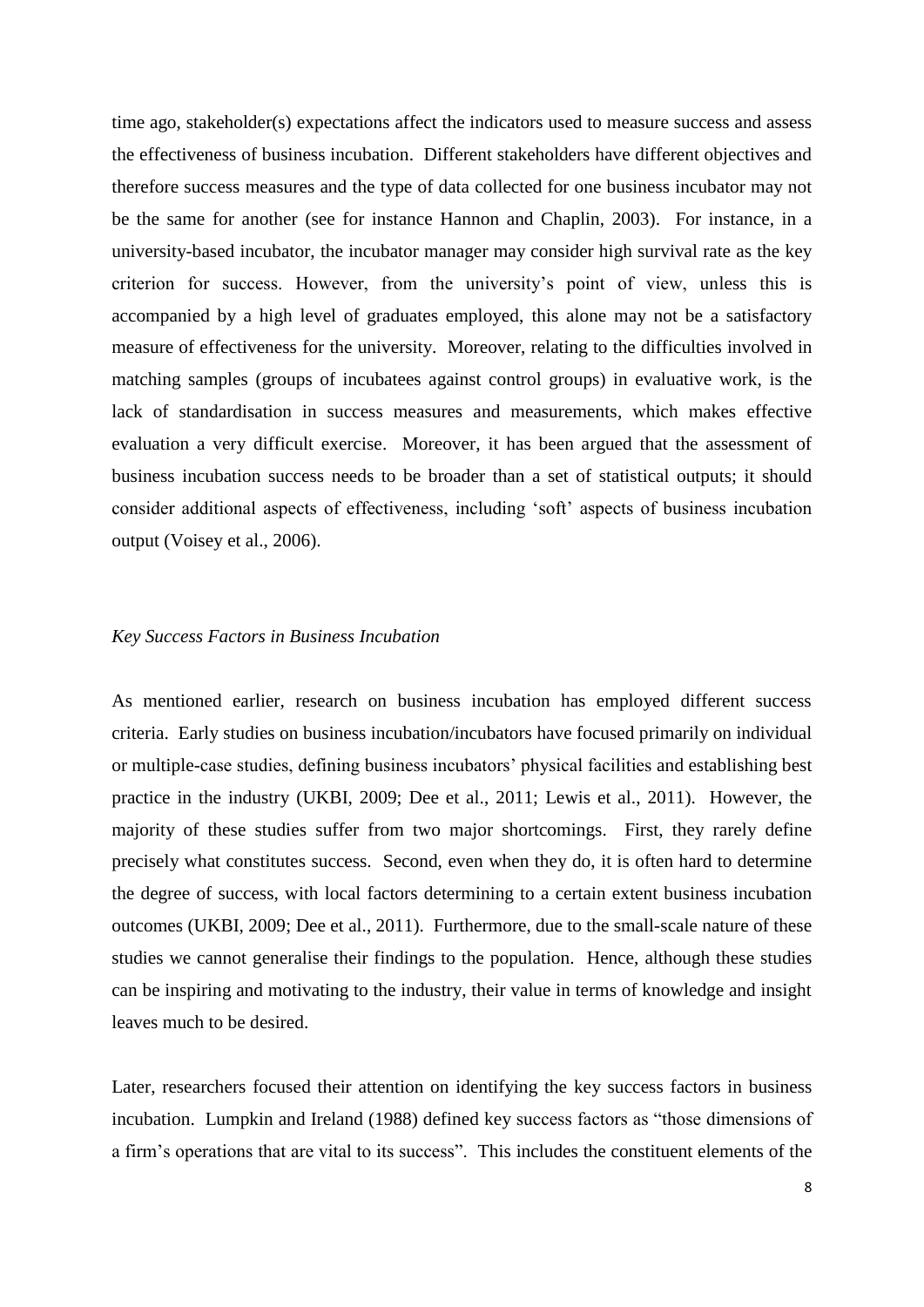time ago, stakeholder(s) expectations affect the indicators used to measure success and assess the effectiveness of business incubation. Different stakeholders have different objectives and therefore success measures and the type of data collected for one business incubator may not be the same for another (see for instance Hannon and Chaplin, 2003). For instance, in a university-based incubator, the incubator manager may consider high survival rate as the key criterion for success. However, from the university's point of view, unless this is accompanied by a high level of graduates employed, this alone may not be a satisfactory measure of effectiveness for the university. Moreover, relating to the difficulties involved in matching samples (groups of incubatees against control groups) in evaluative work, is the lack of standardisation in success measures and measurements, which makes effective evaluation a very difficult exercise. Moreover, it has been argued that the assessment of business incubation success needs to be broader than a set of statistical outputs; it should consider additional aspects of effectiveness, including 'soft' aspects of business incubation output (Voisey et al., 2006).

*Key Success Factors in Business Incubation*

As mentioned earlier, research on business incubation has employed different success criteria. Early studies on business incubation/incubators have focused primarily on individual or multiple-case studies, defining business incubators' physical facilities and establishing best practice in the industry (UKBI, 2009; Dee et al., 2011; Lewis et al., 2011). However, the majority of these studies suffer from two major shortcomings. First, they rarely define precisely what constitutes success. Second, even when they do, it is often hard to determine the degree of success, with local factors determining to a certain extent business incubation outcomes (UKBI, 2009; Dee et al., 2011). Furthermore, due to the small-scale nature of these studies we cannot generalise their findings to the population. Hence, although these studies can be inspiring and motivating to the industry, their value in terms of knowledge and insight leaves much to be desired.

Later, researchers focused their attention on identifying the key success factors in business incubation. Lumpkin and Ireland (1988) defined key success factors as "those dimensions of a firm's operations that are vital to its success". This includes the constituent elements of the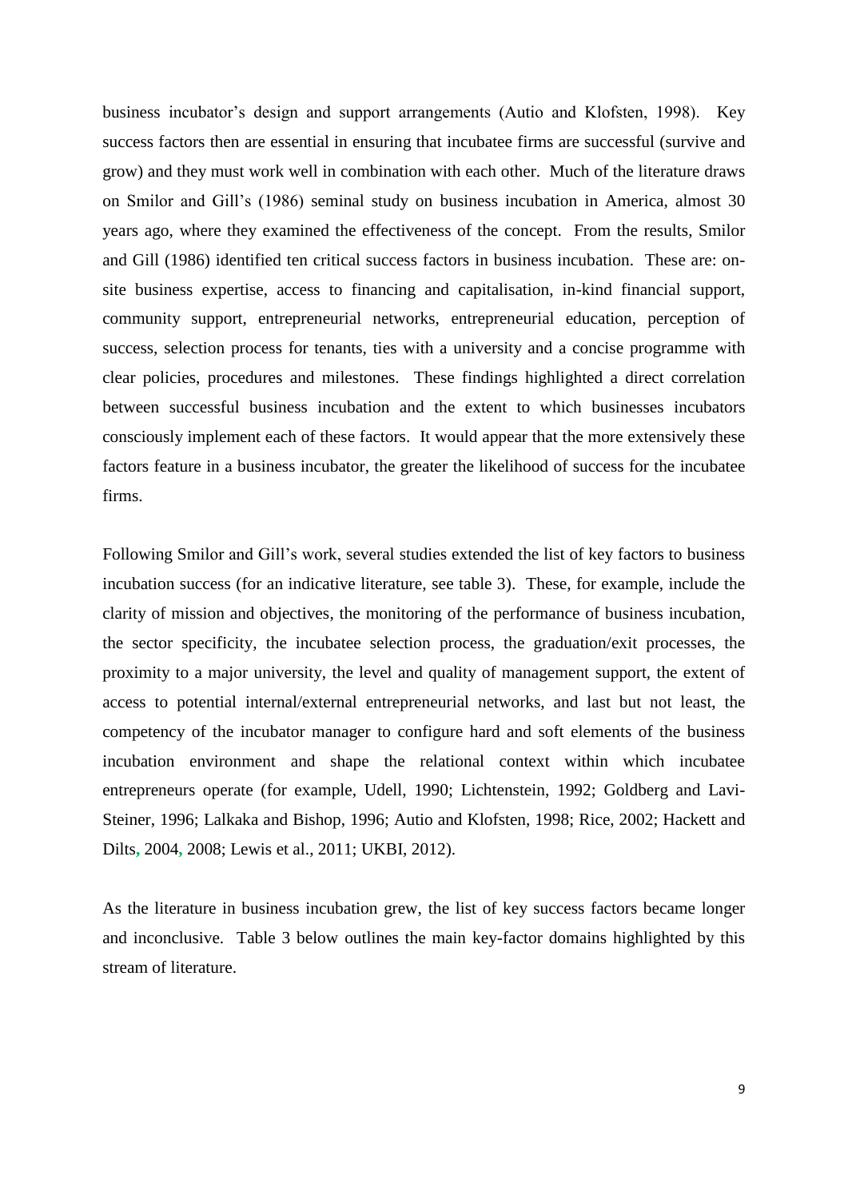business incubator's design and support arrangements (Autio and Klofsten, 1998). Key success factors then are essential in ensuring that incubatee firms are successful (survive and grow) and they must work well in combination with each other. Much of the literature draws on Smilor and Gill's (1986) seminal study on business incubation in America, almost 30 years ago, where they examined the effectiveness of the concept. From the results, Smilor and Gill (1986) identified ten critical success factors in business incubation. These are: on-site business expertise, access to financing and capitalisation, in-kind financial support, community support, entrepreneurial networks, entrepreneurial education, perception of success, selection process for tenants, ties with a university and a concise programme with clear policies, procedures and milestones. These findings highlighted a direct correlation between successful business incubation and the extent to which businesses incubators consciously implement each of these factors. It would appear that the more extensively these factors feature in a business incubator, the greater the likelihood of success for the incubatee firms.

Following Smilor and Gill's work, several studies extended the list of key factors to business incubation success (for an indicative literature, see table 3). These, for example, include the clarity of mission and objectives, the monitoring of the performance of business incubation, the sector specificity, the incubatee selection process, the graduation/exit processes, the proximity to a major university, the level and quality of management support, the extent of access to potential internal/external entrepreneurial networks, and last but not least, the competency of the incubator manager to configure hard and soft elements of the business incubation environment and shape the relational context within which incubatee entrepreneurs operate (for example, Udell, 1990; Lichtenstein, 1992; Goldberg and Lavi-Steiner, 1996; Lalkaka and Bishop, 1996; Autio and Klofsten, 1998; Rice, 2002; Hackett and Dilts, 2004, 2008; Lewis et al., 2011; UKBI, 2012).

As the literature in business incubation grew, the list of key success factors became longer and inconclusive. Table 3 below outlines the main key-factor domains highlighted by this stream of literature.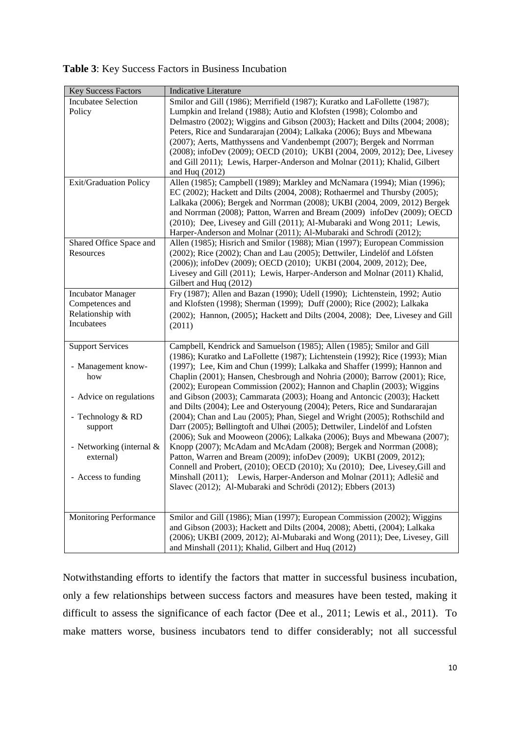**Table 3**: Key Success Factors in Business Incubation

| Key Success Factors | Indicative Literature |
|---|---|
| Incubatee Selection Policy | Smilor and Gill (1986); Merrifield (1987); Kuratko and LaFollette (1987); Lumpkin and Ireland (1988); Autio and Klofsten (1998); Colombo and Delmastro (2002); Wiggins and Gibson (2003); Hackett and Dilts (2004; 2008); Peters, Rice and Sundararajan (2004); Lalkaka (2006); Buys and Mbewana (2007); Aerts, Matthyssens and Vandenbempt (2007); Bergek and Norrman (2008); infoDev (2009); OECD (2010); UKBI (2004, 2009, 2012); Dee, Livesey and Gill 2011); Lewis, Harper-Anderson and Molnar (2011); Khalid, Gilbert and Huq (2012) |
| Exit/Graduation Policy | Allen (1985); Campbell (1989); Markley and McNamara (1994); Mian (1996); EC (2002); Hackett and Dilts (2004, 2008); Rothaermel and Thursby (2005); Lalkaka (2006); Bergek and Norrman (2008); UKBI (2004, 2009, 2012) Bergek and Norrman (2008); Patton, Warren and Bream (2009) infoDev (2009); OECD (2010); Dee, Livesey and Gill (2011); Al-Mubaraki and Wong 2011; Lewis, Harper-Anderson and Molnar (2011); Al-Mubaraki and Schrodï (2012); |
| Shared Office Space and Resources | Allen (1985); Hisrich and Smilor (1988); Mian (1997); European Commission (2002); Rice (2002); Chan and Lau (2005); Dettwiler, Lindelöf and Löfsten (2006)); infoDev (2009); OECD (2010); UKBI (2004, 2009, 2012); Dee, Livesey and Gill (2011); Lewis, Harper-Anderson and Molnar (2011) Khalid, Gilbert and Huq (2012) |
| Incubator Manager Competences and Relationship with Incubatees | Fry (1987); Allen and Bazan (1990); Udell (1990); Lichtenstein, 1992; Autio and Klofsten (1998); Sherman (1999); Duff (2000); Rice (2002); Lalkaka (2002); Hannon, (2005); Hackett and Dilts (2004, 2008); Dee, Livesey and Gill (2011) |
| Support Services<br>- Management know-how<br>- Advice on regulations<br>- Technology & RD support<br>- Networking (internal & external)<br>- Access to funding | Campbell, Kendrick and Samuelson (1985); Allen (1985); Smilor and Gill (1986); Kuratko and LaFollette (1987); Lichtenstein (1992); Rice (1993); Mian (1997); Lee, Kim and Chun (1999); Lalkaka and Shaffer (1999); Hannon and Chaplin (2001); Hansen, Chesbrough and Nohria (2000); Barrow (2001); Rice, (2002); European Commission (2002); Hannon and Chaplin (2003); Wiggins and Gibson (2003); Cammarata (2003); Hoang and Antoncic (2003); Hackett and Dilts (2004); Lee and Osteryoung (2004); Peters, Rice and Sundararajan (2004); Chan and Lau (2005); Phan, Siegel and Wright (2005); Rothschild and Darr (2005); Bøllingtoft and Ulhøi (2005); Dettwiler, Lindelöf and Lofsten (2006); Suk and Mooweon (2006); Lalkaka (2006); Buys and Mbewana (2007); Knopp (2007); McAdam and McAdam (2008); Bergek and Norrman (2008); Patton, Warren and Bream (2009); infoDev (2009); UKBI (2009, 2012); Connell and Probert, (2010); OECD (2010); Xu (2010); Dee, Livesey,Gill and Minshall (2011); Lewis, Harper-Anderson and Molnar (2011); Adlešič and Slavec (2012); Al-Mubaraki and Schrödi (2012); Ebbers (2013) |
| Monitoring Performance | Smilor and Gill (1986); Mian (1997); European Commission (2002); Wiggins and Gibson (2003); Hackett and Dilts (2004, 2008); Abetti, (2004); Lalkaka (2006); UKBI (2009, 2012); Al-Mubaraki and Wong (2011); Dee, Livesey, Gill and Minshall (2011); Khalid, Gilbert and Huq (2012) |

Notwithstanding efforts to identify the factors that matter in successful business incubation, only a few relationships between success factors and measures have been tested, making it difficult to assess the significance of each factor (Dee et al., 2011; Lewis et al., 2011). To make matters worse, business incubators tend to differ considerably; not all successful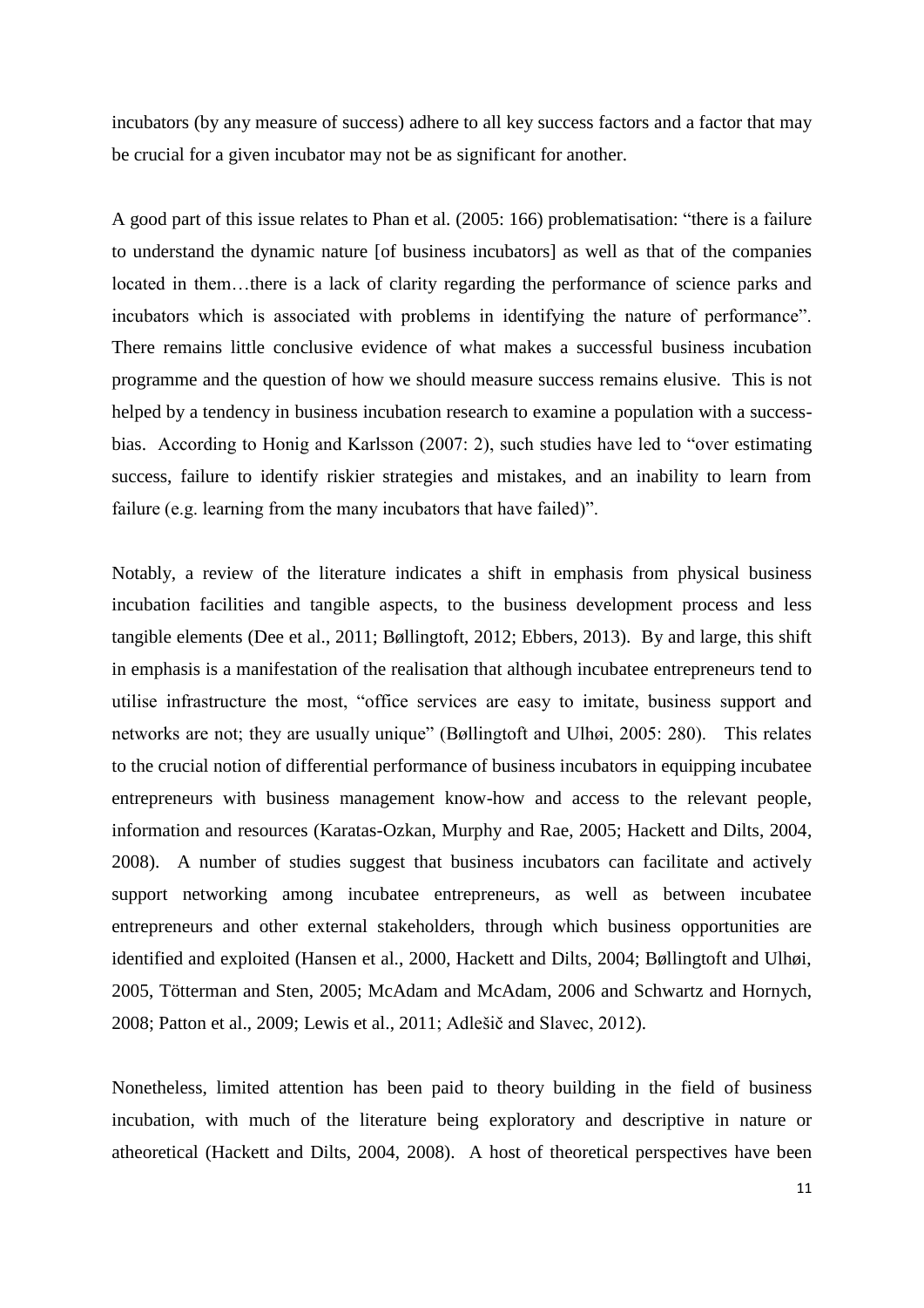incubators (by any measure of success) adhere to all key success factors and a factor that may be crucial for a given incubator may not be as significant for another.

A good part of this issue relates to Phan et al. (2005: 166) problematisation: "there is a failure to understand the dynamic nature [of business incubators] as well as that of the companies located in them…there is a lack of clarity regarding the performance of science parks and incubators which is associated with problems in identifying the nature of performance". There remains little conclusive evidence of what makes a successful business incubation programme and the question of how we should measure success remains elusive. This is not helped by a tendency in business incubation research to examine a population with a success-bias. According to Honig and Karlsson (2007: 2), such studies have led to "over estimating success, failure to identify riskier strategies and mistakes, and an inability to learn from failure (e.g. learning from the many incubators that have failed)".

Notably, a review of the literature indicates a shift in emphasis from physical business incubation facilities and tangible aspects, to the business development process and less tangible elements (Dee et al., 2011; Bøllingtoft, 2012; Ebbers, 2013). By and large, this shift in emphasis is a manifestation of the realisation that although incubatee entrepreneurs tend to utilise infrastructure the most, "office services are easy to imitate, business support and networks are not; they are usually unique" (Bøllingtoft and Ulhøi, 2005: 280). This relates to the crucial notion of differential performance of business incubators in equipping incubatee entrepreneurs with business management know-how and access to the relevant people, information and resources (Karatas-Ozkan, Murphy and Rae, 2005; Hackett and Dilts, 2004, 2008). A number of studies suggest that business incubators can facilitate and actively support networking among incubatee entrepreneurs, as well as between incubatee entrepreneurs and other external stakeholders, through which business opportunities are identified and exploited (Hansen et al., 2000, Hackett and Dilts, 2004; Bøllingtoft and Ulhøi, 2005, Tötterman and Sten, 2005; McAdam and McAdam, 2006 and Schwartz and Hornych, 2008; Patton et al., 2009; Lewis et al., 2011; Adlešič and Slavec, 2012).

Nonetheless, limited attention has been paid to theory building in the field of business incubation, with much of the literature being exploratory and descriptive in nature or atheoretical (Hackett and Dilts, 2004, 2008). A host of theoretical perspectives have been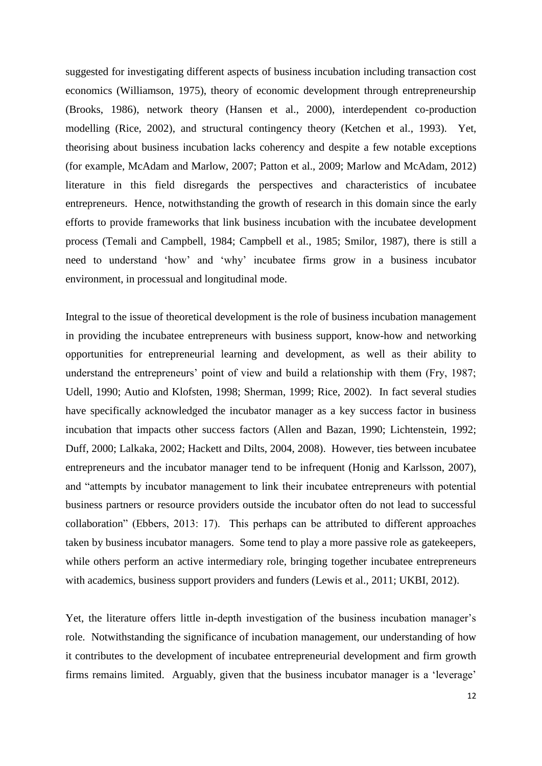suggested for investigating different aspects of business incubation including transaction cost economics (Williamson, 1975), theory of economic development through entrepreneurship (Brooks, 1986), network theory (Hansen et al., 2000), interdependent co-production modelling (Rice, 2002), and structural contingency theory (Ketchen et al., 1993). Yet, theorising about business incubation lacks coherency and despite a few notable exceptions (for example, McAdam and Marlow, 2007; Patton et al., 2009; Marlow and McAdam, 2012) literature in this field disregards the perspectives and characteristics of incubatee entrepreneurs. Hence, notwithstanding the growth of research in this domain since the early efforts to provide frameworks that link business incubation with the incubatee development process (Temali and Campbell, 1984; Campbell et al., 1985; Smilor, 1987), there is still a need to understand 'how' and 'why' incubatee firms grow in a business incubator environment, in processual and longitudinal mode.

Integral to the issue of theoretical development is the role of business incubation management in providing the incubatee entrepreneurs with business support, know-how and networking opportunities for entrepreneurial learning and development, as well as their ability to understand the entrepreneurs' point of view and build a relationship with them (Fry, 1987; Udell, 1990; Autio and Klofsten, 1998; Sherman, 1999; Rice, 2002). In fact several studies have specifically acknowledged the incubator manager as a key success factor in business incubation that impacts other success factors (Allen and Bazan, 1990; Lichtenstein, 1992; Duff, 2000; Lalkaka, 2002; Hackett and Dilts, 2004, 2008). However, ties between incubatee entrepreneurs and the incubator manager tend to be infrequent (Honig and Karlsson, 2007), and "attempts by incubator management to link their incubatee entrepreneurs with potential business partners or resource providers outside the incubator often do not lead to successful collaboration" (Ebbers, 2013: 17). This perhaps can be attributed to different approaches taken by business incubator managers. Some tend to play a more passive role as gatekeepers, while others perform an active intermediary role, bringing together incubatee entrepreneurs with academics, business support providers and funders (Lewis et al., 2011; UKBI, 2012).

Yet, the literature offers little in-depth investigation of the business incubation manager's role. Notwithstanding the significance of incubation management, our understanding of how it contributes to the development of incubatee entrepreneurial development and firm growth firms remains limited. Arguably, given that the business incubator manager is a 'leverage'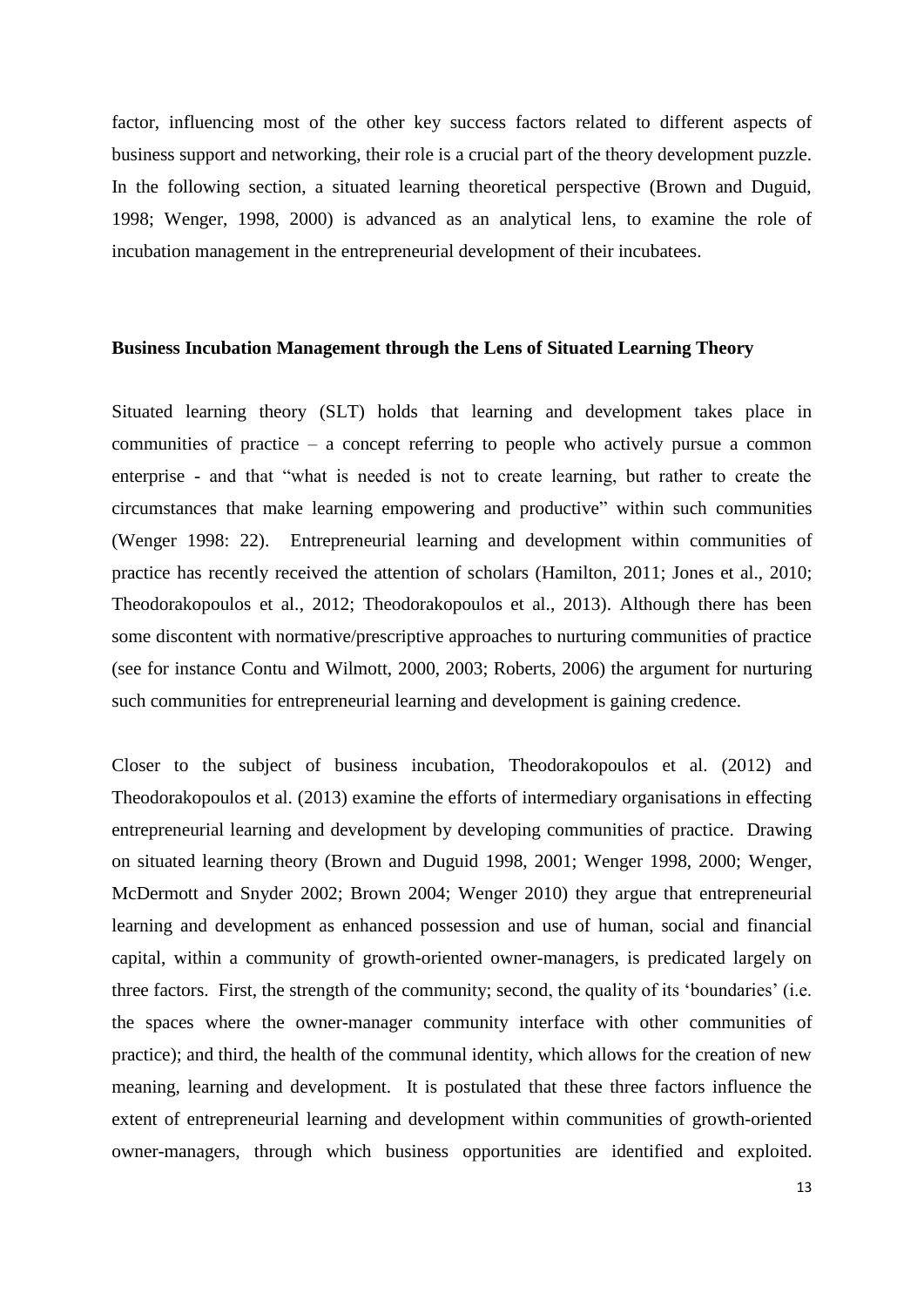factor, influencing most of the other key success factors related to different aspects of business support and networking, their role is a crucial part of the theory development puzzle. In the following section, a situated learning theoretical perspective (Brown and Duguid, 1998; Wenger, 1998, 2000) is advanced as an analytical lens, to examine the role of incubation management in the entrepreneurial development of their incubatees.

## Business Incubation Management through the Lens of Situated Learning Theory

Situated learning theory (SLT) holds that learning and development takes place in communities of practice – a concept referring to people who actively pursue a common enterprise - and that "what is needed is not to create learning, but rather to create the circumstances that make learning empowering and productive" within such communities (Wenger 1998: 22). Entrepreneurial learning and development within communities of practice has recently received the attention of scholars (Hamilton, 2011; Jones et al., 2010; Theodorakopoulos et al., 2012; Theodorakopoulos et al., 2013). Although there has been some discontent with normative/prescriptive approaches to nurturing communities of practice (see for instance Contu and Wilmott, 2000, 2003; Roberts, 2006) the argument for nurturing such communities for entrepreneurial learning and development is gaining credence.

Closer to the subject of business incubation, Theodorakopoulos et al. (2012) and Theodorakopoulos et al. (2013) examine the efforts of intermediary organisations in effecting entrepreneurial learning and development by developing communities of practice. Drawing on situated learning theory (Brown and Duguid 1998, 2001; Wenger 1998, 2000; Wenger, McDermott and Snyder 2002; Brown 2004; Wenger 2010) they argue that entrepreneurial learning and development as enhanced possession and use of human, social and financial capital, within a community of growth-oriented owner-managers, is predicated largely on three factors. First, the strength of the community; second, the quality of its 'boundaries' (i.e. the spaces where the owner-manager community interface with other communities of practice); and third, the health of the communal identity, which allows for the creation of new meaning, learning and development. It is postulated that these three factors influence the extent of entrepreneurial learning and development within communities of growth-oriented owner-managers, through which business opportunities are identified and exploited.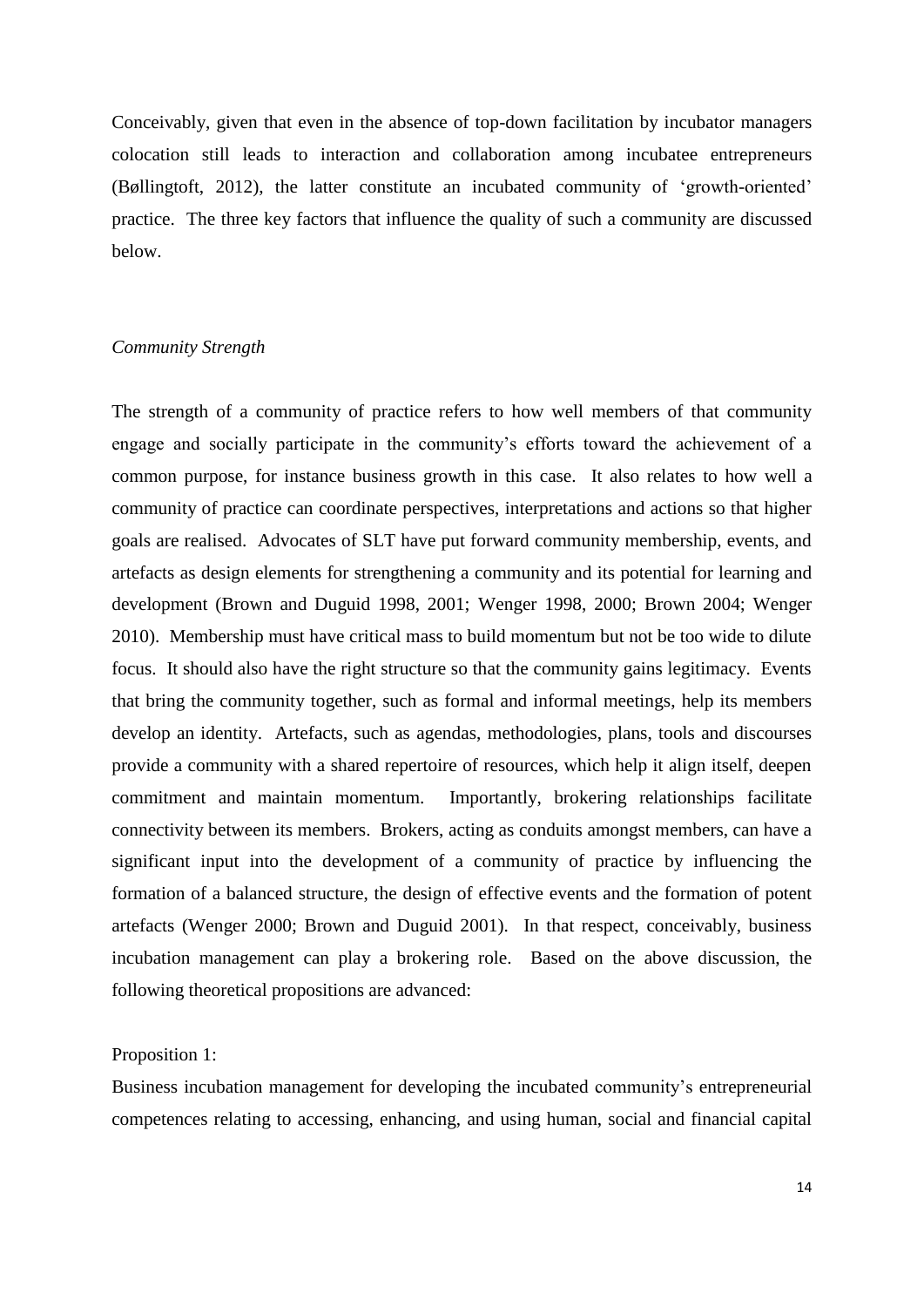Conceivably, given that even in the absence of top-down facilitation by incubator managers colocation still leads to interaction and collaboration among incubatee entrepreneurs (Bøllingtoft, 2012), the latter constitute an incubated community of 'growth-oriented' practice. The three key factors that influence the quality of such a community are discussed below.

*Community Strength*

The strength of a community of practice refers to how well members of that community engage and socially participate in the community's efforts toward the achievement of a common purpose, for instance business growth in this case. It also relates to how well a community of practice can coordinate perspectives, interpretations and actions so that higher goals are realised. Advocates of SLT have put forward community membership, events, and artefacts as design elements for strengthening a community and its potential for learning and development (Brown and Duguid 1998, 2001; Wenger 1998, 2000; Brown 2004; Wenger 2010). Membership must have critical mass to build momentum but not be too wide to dilute focus. It should also have the right structure so that the community gains legitimacy. Events that bring the community together, such as formal and informal meetings, help its members develop an identity. Artefacts, such as agendas, methodologies, plans, tools and discourses provide a community with a shared repertoire of resources, which help it align itself, deepen commitment and maintain momentum. Importantly, brokering relationships facilitate connectivity between its members. Brokers, acting as conduits amongst members, can have a significant input into the development of a community of practice by influencing the formation of a balanced structure, the design of effective events and the formation of potent artefacts (Wenger 2000; Brown and Duguid 2001). In that respect, conceivably, business incubation management can play a brokering role. Based on the above discussion, the following theoretical propositions are advanced:

Proposition 1:

Business incubation management for developing the incubated community's entrepreneurial competences relating to accessing, enhancing, and using human, social and financial capital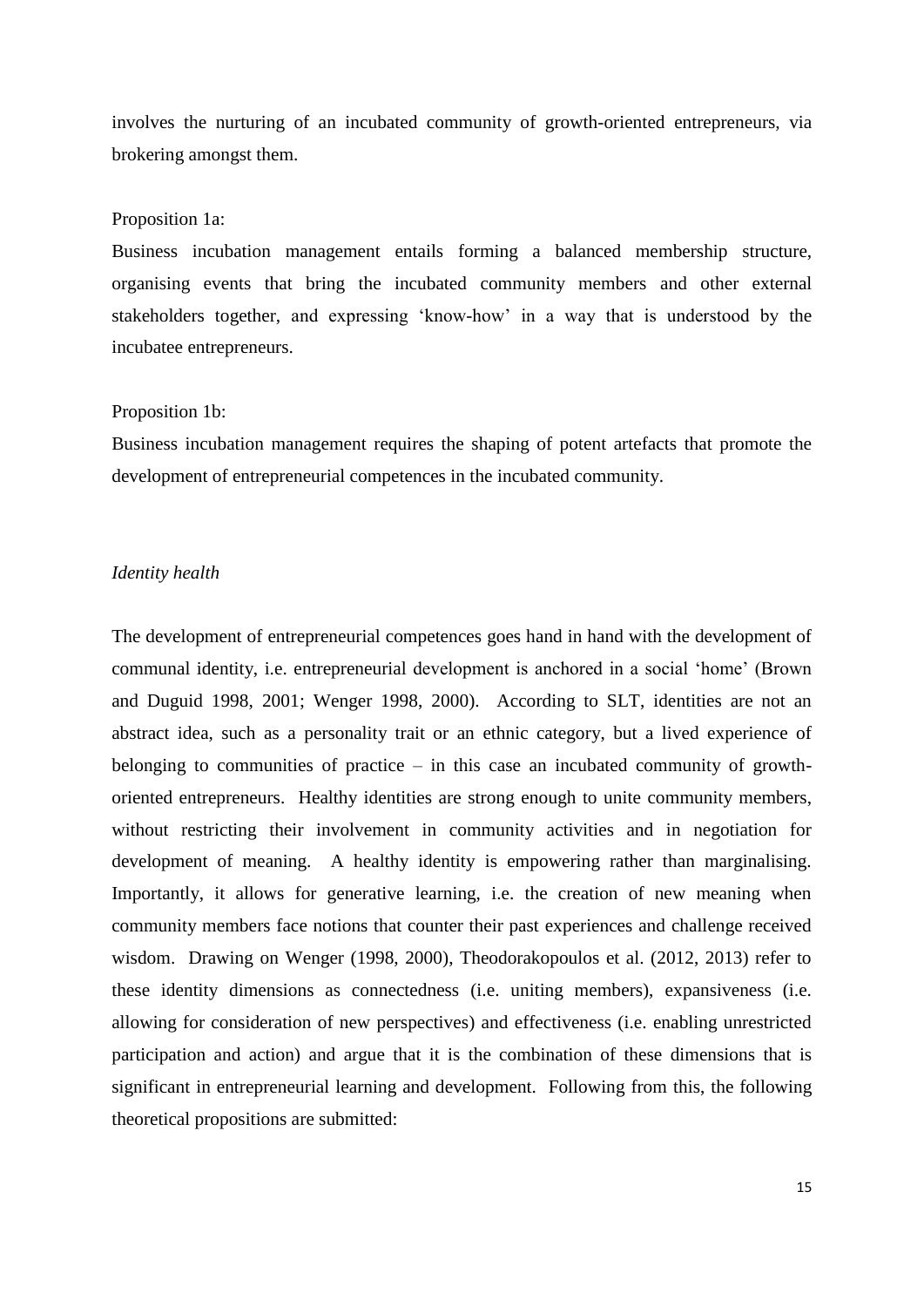involves the nurturing of an incubated community of growth-oriented entrepreneurs, via brokering amongst them.

Proposition 1a:

Business incubation management entails forming a balanced membership structure, organising events that bring the incubated community members and other external stakeholders together, and expressing 'know-how' in a way that is understood by the incubatee entrepreneurs.

Proposition 1b:

Business incubation management requires the shaping of potent artefacts that promote the development of entrepreneurial competences in the incubated community.

*Identity health*

The development of entrepreneurial competences goes hand in hand with the development of communal identity, i.e. entrepreneurial development is anchored in a social 'home' (Brown and Duguid 1998, 2001; Wenger 1998, 2000). According to SLT, identities are not an abstract idea, such as a personality trait or an ethnic category, but a lived experience of belonging to communities of practice – in this case an incubated community of growth-oriented entrepreneurs. Healthy identities are strong enough to unite community members, without restricting their involvement in community activities and in negotiation for development of meaning. A healthy identity is empowering rather than marginalising. Importantly, it allows for generative learning, i.e. the creation of new meaning when community members face notions that counter their past experiences and challenge received wisdom. Drawing on Wenger (1998, 2000), Theodorakopoulos et al. (2012, 2013) refer to these identity dimensions as connectedness (i.e. uniting members), expansiveness (i.e. allowing for consideration of new perspectives) and effectiveness (i.e. enabling unrestricted participation and action) and argue that it is the combination of these dimensions that is significant in entrepreneurial learning and development. Following from this, the following theoretical propositions are submitted: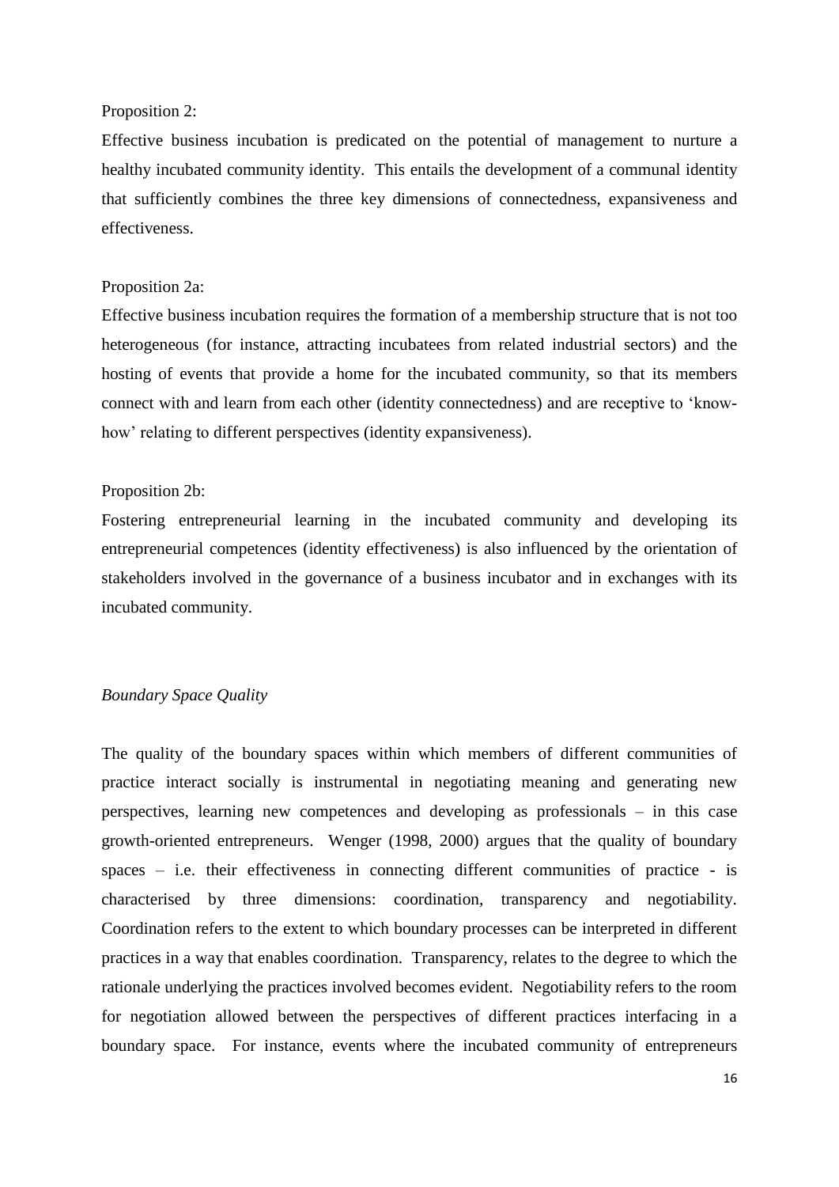Proposition 2:

Effective business incubation is predicated on the potential of management to nurture a healthy incubated community identity. This entails the development of a communal identity that sufficiently combines the three key dimensions of connectedness, expansiveness and effectiveness.

Proposition 2a:

Effective business incubation requires the formation of a membership structure that is not too heterogeneous (for instance, attracting incubatees from related industrial sectors) and the hosting of events that provide a home for the incubated community, so that its members connect with and learn from each other (identity connectedness) and are receptive to 'know-how' relating to different perspectives (identity expansiveness).

Proposition 2b:

Fostering entrepreneurial learning in the incubated community and developing its entrepreneurial competences (identity effectiveness) is also influenced by the orientation of stakeholders involved in the governance of a business incubator and in exchanges with its incubated community.

*Boundary Space Quality*

The quality of the boundary spaces within which members of different communities of practice interact socially is instrumental in negotiating meaning and generating new perspectives, learning new competences and developing as professionals – in this case growth-oriented entrepreneurs. Wenger (1998, 2000) argues that the quality of boundary spaces – i.e. their effectiveness in connecting different communities of practice - is characterised by three dimensions: coordination, transparency and negotiability. Coordination refers to the extent to which boundary processes can be interpreted in different practices in a way that enables coordination. Transparency, relates to the degree to which the rationale underlying the practices involved becomes evident. Negotiability refers to the room for negotiation allowed between the perspectives of different practices interfacing in a boundary space. For instance, events where the incubated community of entrepreneurs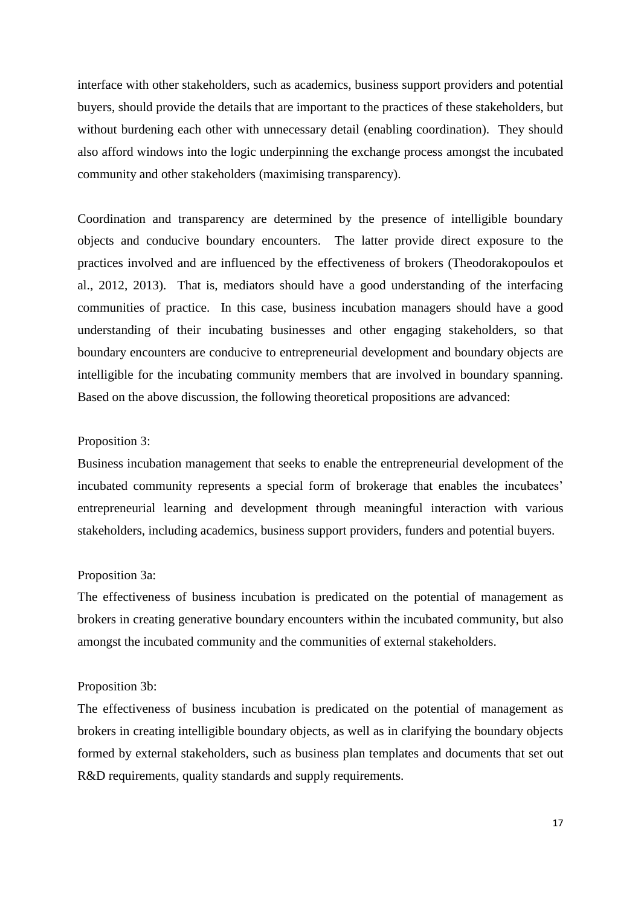interface with other stakeholders, such as academics, business support providers and potential buyers, should provide the details that are important to the practices of these stakeholders, but without burdening each other with unnecessary detail (enabling coordination). They should also afford windows into the logic underpinning the exchange process amongst the incubated community and other stakeholders (maximising transparency).

Coordination and transparency are determined by the presence of intelligible boundary objects and conducive boundary encounters. The latter provide direct exposure to the practices involved and are influenced by the effectiveness of brokers (Theodorakopoulos et al., 2012, 2013). That is, mediators should have a good understanding of the interfacing communities of practice. In this case, business incubation managers should have a good understanding of their incubating businesses and other engaging stakeholders, so that boundary encounters are conducive to entrepreneurial development and boundary objects are intelligible for the incubating community members that are involved in boundary spanning. Based on the above discussion, the following theoretical propositions are advanced:

Proposition 3:

Business incubation management that seeks to enable the entrepreneurial development of the incubated community represents a special form of brokerage that enables the incubatees' entrepreneurial learning and development through meaningful interaction with various stakeholders, including academics, business support providers, funders and potential buyers.

Proposition 3a:

The effectiveness of business incubation is predicated on the potential of management as brokers in creating generative boundary encounters within the incubated community, but also amongst the incubated community and the communities of external stakeholders.

Proposition 3b:

The effectiveness of business incubation is predicated on the potential of management as brokers in creating intelligible boundary objects, as well as in clarifying the boundary objects formed by external stakeholders, such as business plan templates and documents that set out R&D requirements, quality standards and supply requirements.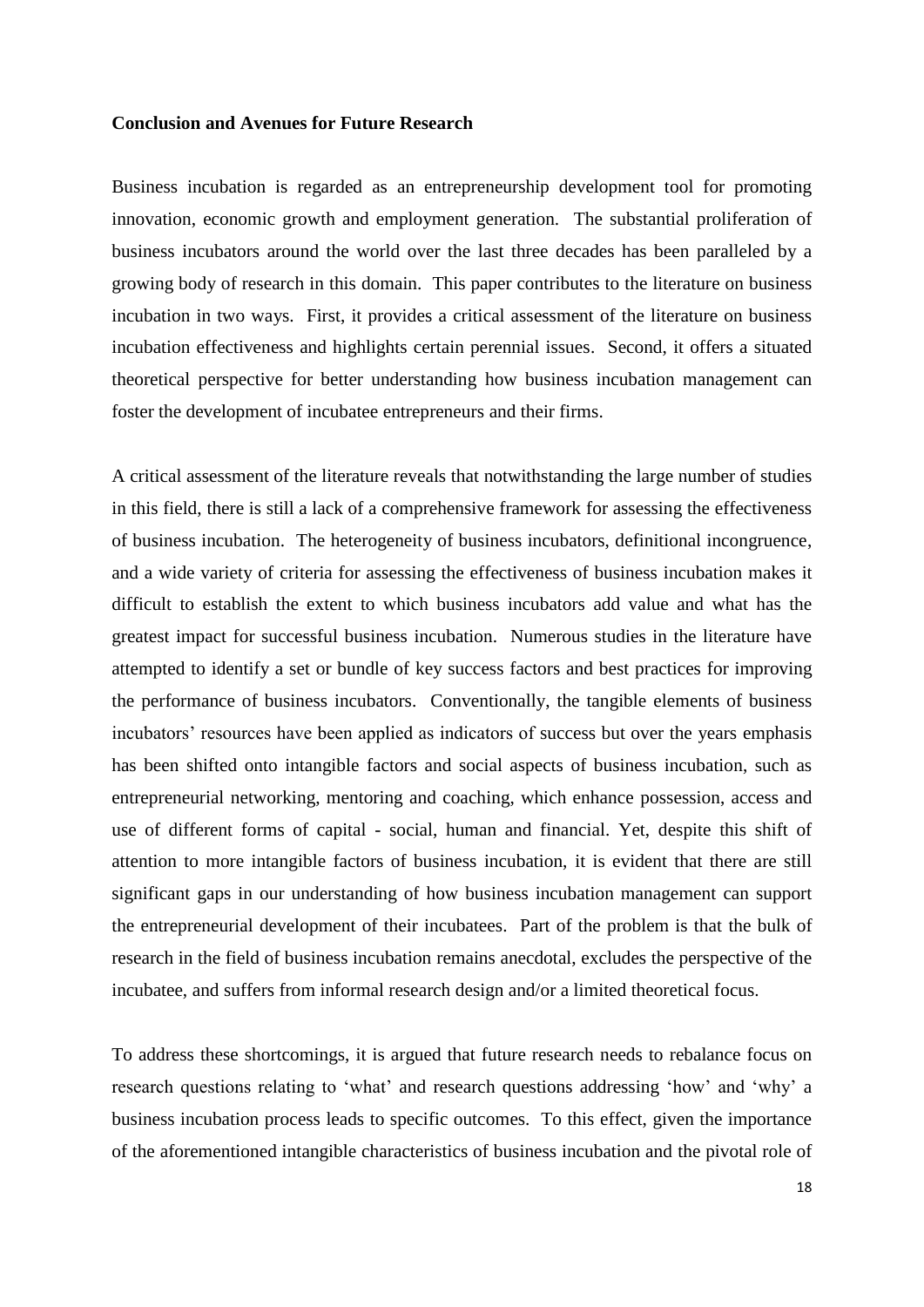**Conclusion and Avenues for Future Research**

Business incubation is regarded as an entrepreneurship development tool for promoting innovation, economic growth and employment generation. The substantial proliferation of business incubators around the world over the last three decades has been paralleled by a growing body of research in this domain. This paper contributes to the literature on business incubation in two ways. First, it provides a critical assessment of the literature on business incubation effectiveness and highlights certain perennial issues. Second, it offers a situated theoretical perspective for better understanding how business incubation management can foster the development of incubatee entrepreneurs and their firms.

A critical assessment of the literature reveals that notwithstanding the large number of studies in this field, there is still a lack of a comprehensive framework for assessing the effectiveness of business incubation. The heterogeneity of business incubators, definitional incongruence, and a wide variety of criteria for assessing the effectiveness of business incubation makes it difficult to establish the extent to which business incubators add value and what has the greatest impact for successful business incubation. Numerous studies in the literature have attempted to identify a set or bundle of key success factors and best practices for improving the performance of business incubators. Conventionally, the tangible elements of business incubators' resources have been applied as indicators of success but over the years emphasis has been shifted onto intangible factors and social aspects of business incubation, such as entrepreneurial networking, mentoring and coaching, which enhance possession, access and use of different forms of capital - social, human and financial. Yet, despite this shift of attention to more intangible factors of business incubation, it is evident that there are still significant gaps in our understanding of how business incubation management can support the entrepreneurial development of their incubatees. Part of the problem is that the bulk of research in the field of business incubation remains anecdotal, excludes the perspective of the incubatee, and suffers from informal research design and/or a limited theoretical focus.

To address these shortcomings, it is argued that future research needs to rebalance focus on research questions relating to 'what' and research questions addressing 'how' and 'why' a business incubation process leads to specific outcomes. To this effect, given the importance of the aforementioned intangible characteristics of business incubation and the pivotal role of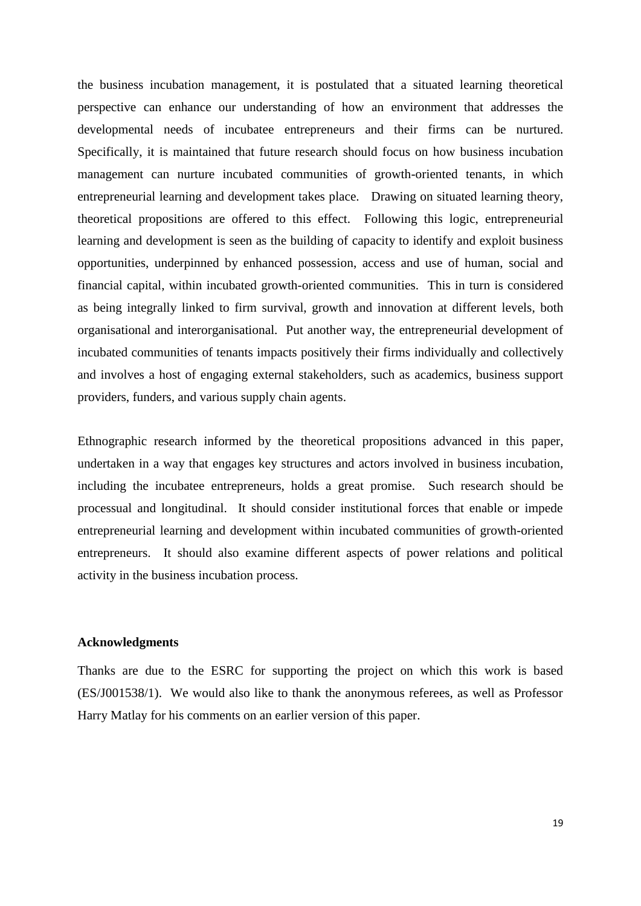the business incubation management, it is postulated that a situated learning theoretical perspective can enhance our understanding of how an environment that addresses the developmental needs of incubatee entrepreneurs and their firms can be nurtured. Specifically, it is maintained that future research should focus on how business incubation management can nurture incubated communities of growth-oriented tenants, in which entrepreneurial learning and development takes place. Drawing on situated learning theory, theoretical propositions are offered to this effect. Following this logic, entrepreneurial learning and development is seen as the building of capacity to identify and exploit business opportunities, underpinned by enhanced possession, access and use of human, social and financial capital, within incubated growth-oriented communities. This in turn is considered as being integrally linked to firm survival, growth and innovation at different levels, both organisational and interorganisational. Put another way, the entrepreneurial development of incubated communities of tenants impacts positively their firms individually and collectively and involves a host of engaging external stakeholders, such as academics, business support providers, funders, and various supply chain agents.

Ethnographic research informed by the theoretical propositions advanced in this paper, undertaken in a way that engages key structures and actors involved in business incubation, including the incubatee entrepreneurs, holds a great promise. Such research should be processual and longitudinal. It should consider institutional forces that enable or impede entrepreneurial learning and development within incubated communities of growth-oriented entrepreneurs. It should also examine different aspects of power relations and political activity in the business incubation process.

**Acknowledgments**

Thanks are due to the ESRC for supporting the project on which this work is based (ES/J001538/1). We would also like to thank the anonymous referees, as well as Professor Harry Matlay for his comments on an earlier version of this paper.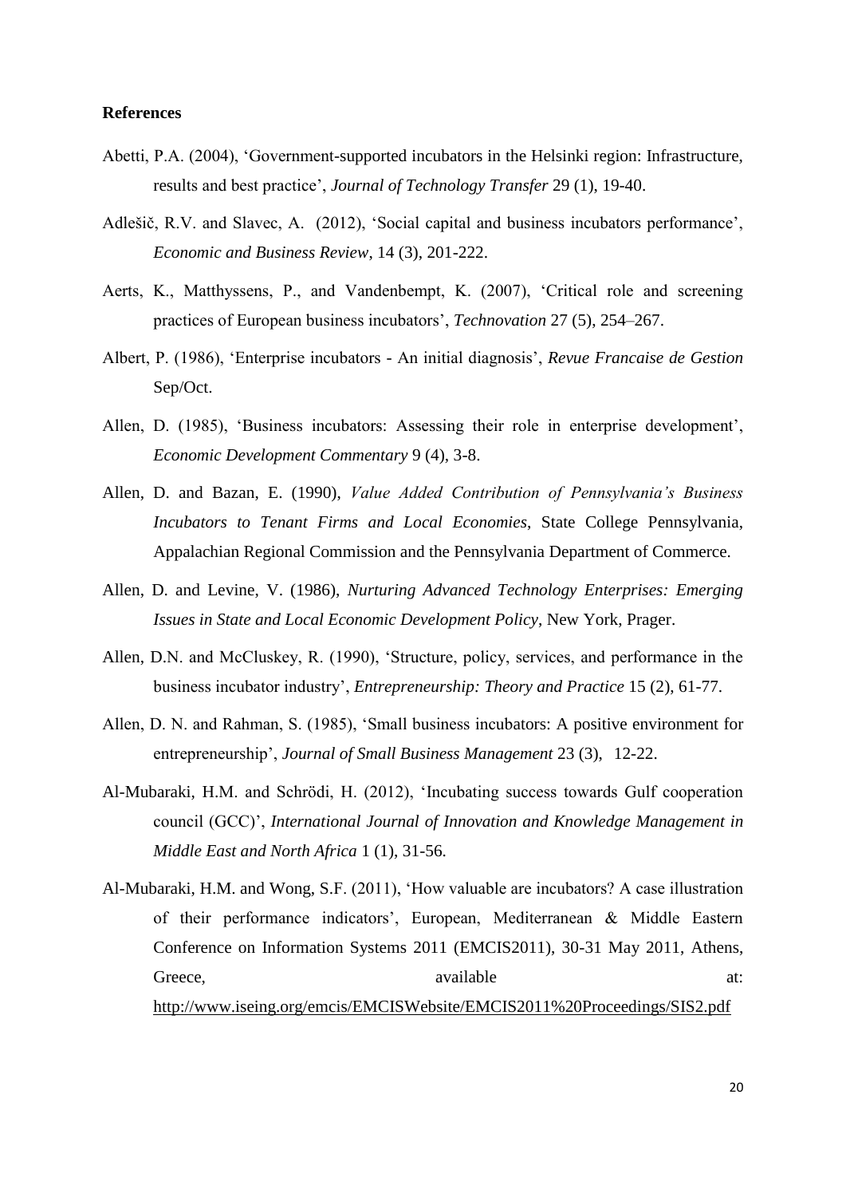**References**

Abetti, P.A. (2004), 'Government-supported incubators in the Helsinki region: Infrastructure, results and best practice', *Journal of Technology Transfer* 29 (1), 19-40.

Adlešič, R.V. and Slavec, A. (2012), 'Social capital and business incubators performance', *Economic and Business Review*, 14 (3), 201-222.

Aerts, K., Matthyssens, P., and Vandenbempt, K. (2007), 'Critical role and screening practices of European business incubators', *Technovation* 27 (5), 254–267.

Albert, P. (1986), 'Enterprise incubators - An initial diagnosis', *Revue Francaise de Gestion* Sep/Oct.

Allen, D. (1985), 'Business incubators: Assessing their role in enterprise development', *Economic Development Commentary* 9 (4), 3-8.

Allen, D. and Bazan, E. (1990), *Value Added Contribution of Pennsylvania's Business Incubators to Tenant Firms and Local Economies*, State College Pennsylvania, Appalachian Regional Commission and the Pennsylvania Department of Commerce.

Allen, D. and Levine, V. (1986), *Nurturing Advanced Technology Enterprises: Emerging Issues in State and Local Economic Development Policy*, New York, Prager.

Allen, D.N. and McCluskey, R. (1990), 'Structure, policy, services, and performance in the business incubator industry', *Entrepreneurship: Theory and Practice* 15 (2), 61-77.

Allen, D. N. and Rahman, S. (1985), 'Small business incubators: A positive environment for entrepreneurship', *Journal of Small Business Management* 23 (3), 12-22.

Al-Mubaraki, H.M. and Schrödi, H. (2012), 'Incubating success towards Gulf cooperation council (GCC)', *International Journal of Innovation and Knowledge Management in Middle East and North Africa* 1 (1), 31-56.

Al-Mubaraki, H.M. and Wong, S.F. (2011), 'How valuable are incubators? A case illustration of their performance indicators', European, Mediterranean & Middle Eastern Conference on Information Systems 2011 (EMCIS2011), 30-31 May 2011, Athens, Greece, available at: http://www.iseing.org/emcis/EMCISWebsite/EMCIS2011%20Proceedings/SIS2.pdf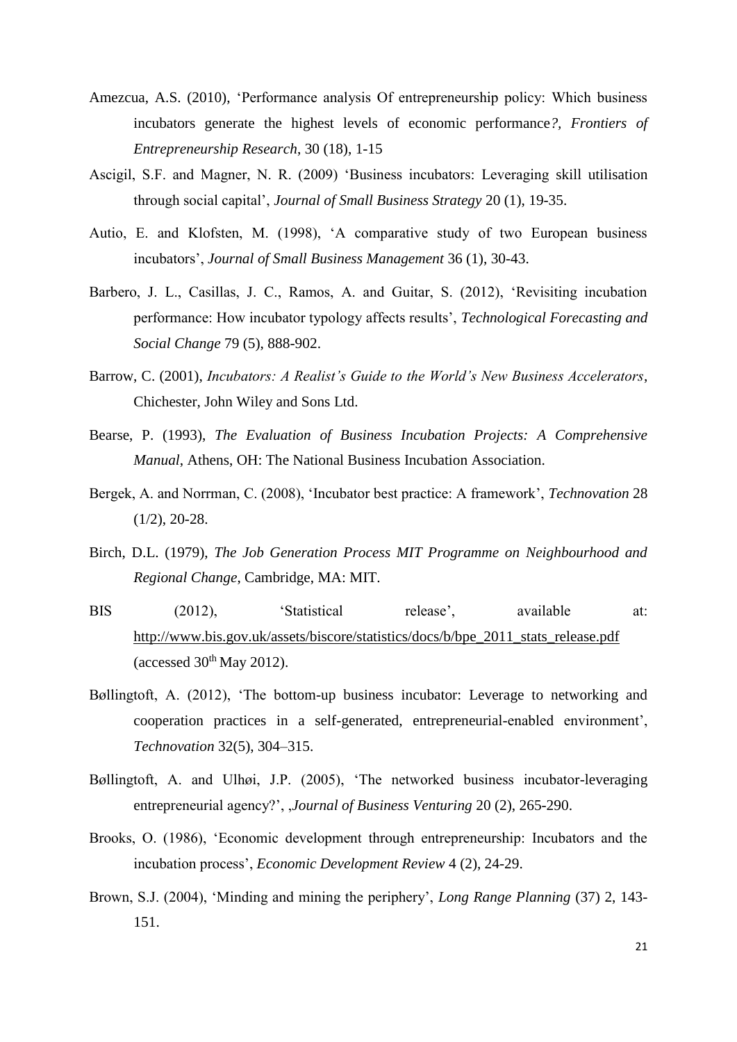Amezcua, A.S. (2010), 'Performance analysis Of entrepreneurship policy: Which business incubators generate the highest levels of economic performance*?, Frontiers of Entrepreneurship Research*, 30 (18), 1-15

Ascigil, S.F. and Magner, N. R. (2009) 'Business incubators: Leveraging skill utilisation through social capital', *Journal of Small Business Strategy* 20 (1), 19-35.

Autio, E. and Klofsten, M. (1998), 'A comparative study of two European business incubators', *Journal of Small Business Management* 36 (1), 30-43.

Barbero, J. L., Casillas, J. C., Ramos, A. and Guitar, S. (2012), 'Revisiting incubation performance: How incubator typology affects results', *Technological Forecasting and Social Change* 79 (5), 888-902.

Barrow, C. (2001), *Incubators: A Realist's Guide to the World's New Business Accelerators*, Chichester, John Wiley and Sons Ltd.

Bearse, P. (1993), *The Evaluation of Business Incubation Projects: A Comprehensive Manual*, Athens, OH: The National Business Incubation Association.

Bergek, A. and Norrman, C. (2008), 'Incubator best practice: A framework', *Technovation* 28 (1/2), 20-28.

Birch, D.L. (1979), *The Job Generation Process MIT Programme on Neighbourhood and Regional Change*, Cambridge, MA: MIT.

BIS (2012), 'Statistical release', available at: http://www.bis.gov.uk/assets/biscore/statistics/docs/b/bpe_2011_stats_release.pdf (accessed 30th May 2012).

Bøllingtoft, A. (2012), 'The bottom-up business incubator: Leverage to networking and cooperation practices in a self-generated, entrepreneurial-enabled environment', *Technovation* 32(5), 304–315.

Bøllingtoft, A. and Ulhøi, J.P. (2005), 'The networked business incubator-leveraging entrepreneurial agency?', ‚*Journal of Business Venturing* 20 (2), 265-290.

Brooks, O. (1986), 'Economic development through entrepreneurship: Incubators and the incubation process', *Economic Development Review* 4 (2), 24-29.

Brown, S.J. (2004), 'Minding and mining the periphery', *Long Range Planning* (37) 2, 143-151.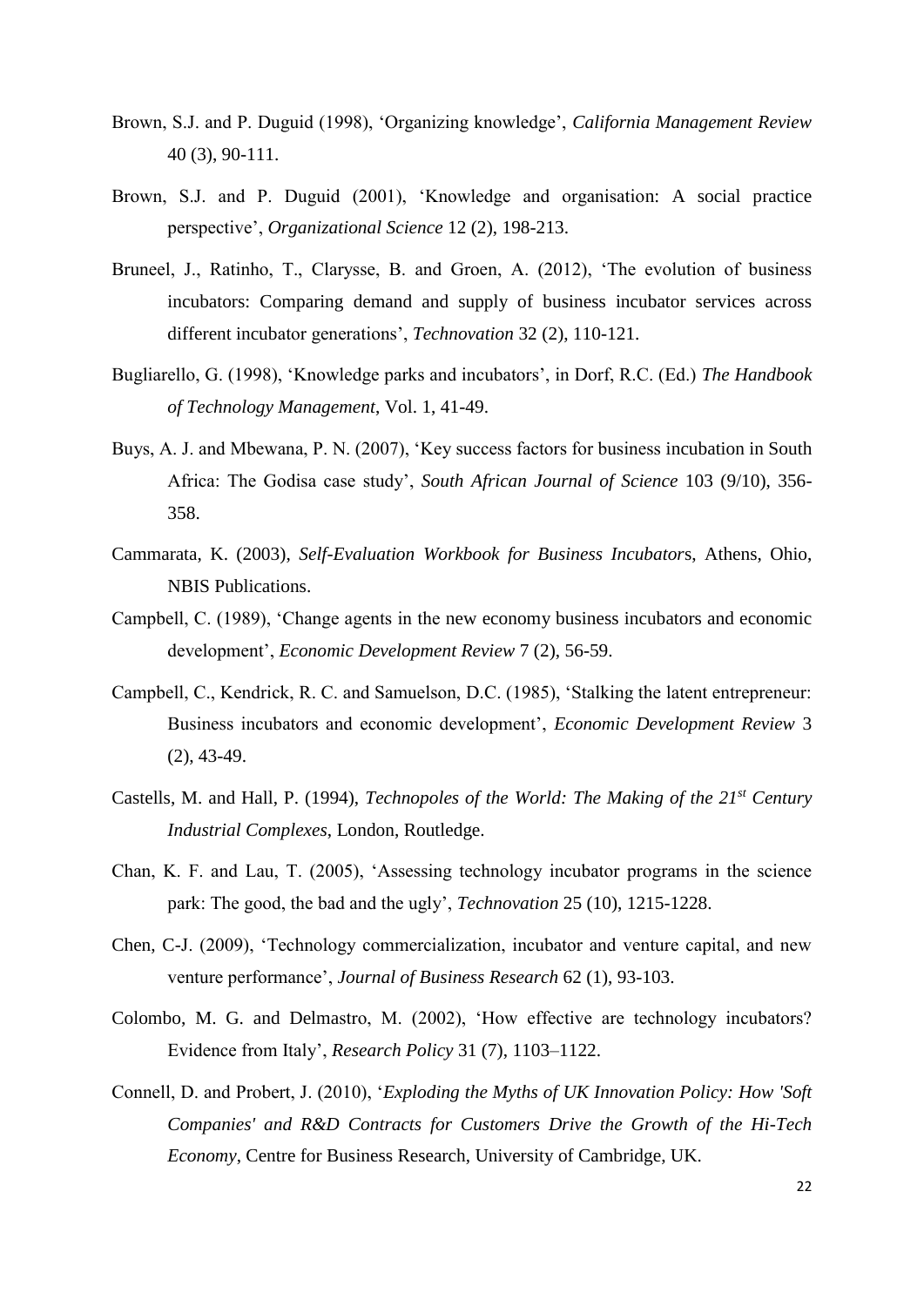Brown, S.J. and P. Duguid (1998), 'Organizing knowledge', *California Management Review* 40 (3), 90-111.

Brown, S.J. and P. Duguid (2001), 'Knowledge and organisation: A social practice perspective', *Organizational Science* 12 (2), 198-213.

Bruneel, J., Ratinho, T., Clarysse, B. and Groen, A. (2012), 'The evolution of business incubators: Comparing demand and supply of business incubator services across different incubator generations', *Technovation* 32 (2), 110-121.

Bugliarello, G. (1998), 'Knowledge parks and incubators', in Dorf, R.C. (Ed.) *The Handbook of Technology Management*, Vol. 1, 41-49.

Buys, A. J. and Mbewana, P. N. (2007), 'Key success factors for business incubation in South Africa: The Godisa case study', *South African Journal of Science* 103 (9/10), 356-358.

Cammarata, K. (2003), *Self-Evaluation Workbook for Business Incubators*, Athens, Ohio, NBIS Publications.

Campbell, C. (1989), 'Change agents in the new economy business incubators and economic development', *Economic Development Review* 7 (2), 56-59.

Campbell, C., Kendrick, R. C. and Samuelson, D.C. (1985), 'Stalking the latent entrepreneur: Business incubators and economic development', *Economic Development Review* 3 (2), 43-49.

Castells, M. and Hall, P. (1994), *Technopoles of the World: The Making of the 21st Century Industrial Complexes*, London, Routledge.

Chan, K. F. and Lau, T. (2005), 'Assessing technology incubator programs in the science park: The good, the bad and the ugly', *Technovation* 25 (10), 1215-1228.

Chen, C-J. (2009), 'Technology commercialization, incubator and venture capital, and new venture performance', *Journal of Business Research* 62 (1), 93-103.

Colombo, M. G. and Delmastro, M. (2002), 'How effective are technology incubators? Evidence from Italy', *Research Policy* 31 (7), 1103–1122.

Connell, D. and Probert, J. (2010), '*Exploding the Myths of UK Innovation Policy: How 'Soft Companies' and R&D Contracts for Customers Drive the Growth of the Hi-Tech Economy*, Centre for Business Research, University of Cambridge, UK.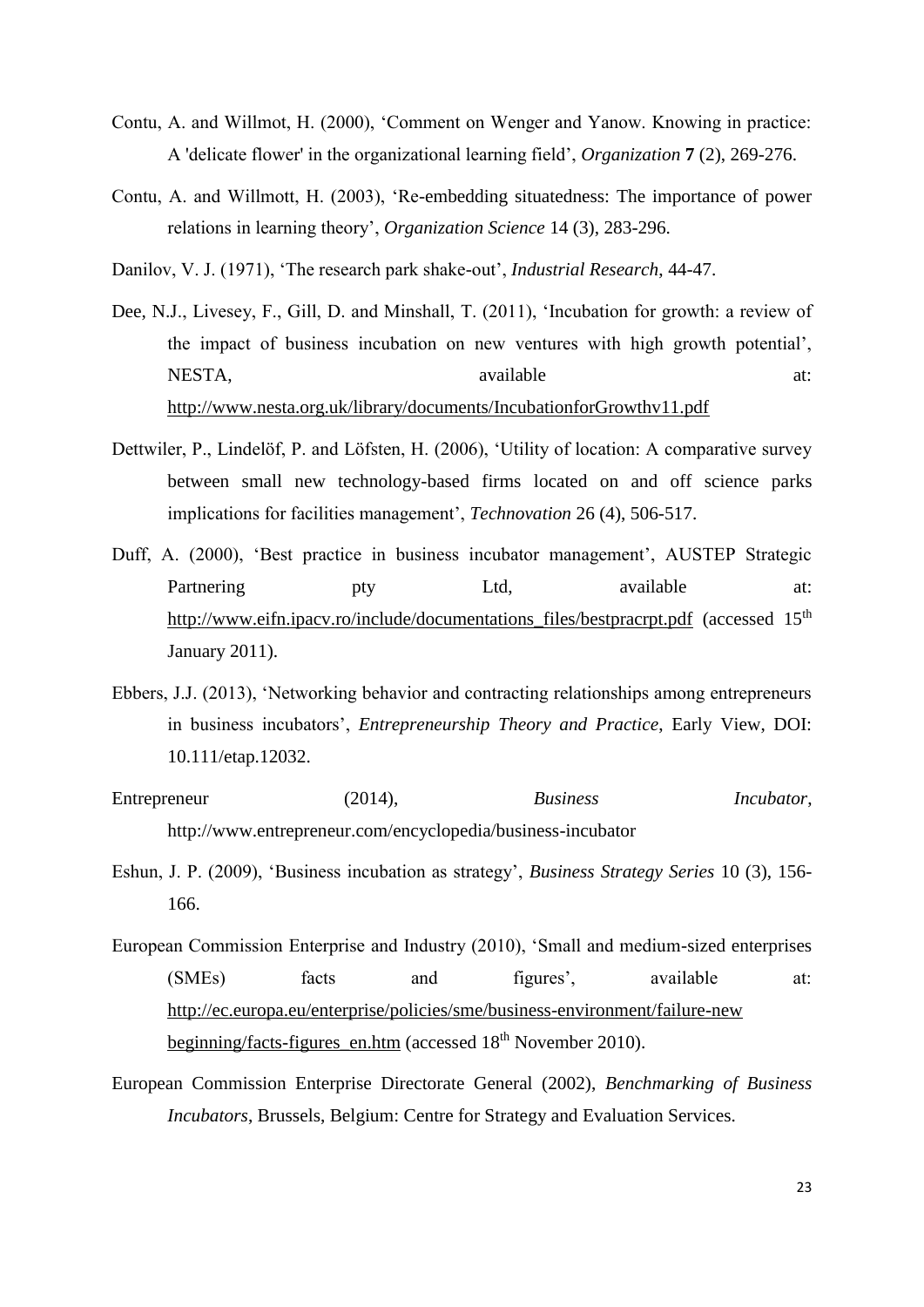Contu, A. and Willmot, H. (2000), 'Comment on Wenger and Yanow. Knowing in practice: A 'delicate flower' in the organizational learning field', *Organization* **7** (2), 269-276.

Contu, A. and Willmott, H. (2003), 'Re-embedding situatedness: The importance of power relations in learning theory', *Organization Science* 14 (3), 283-296.

Danilov, V. J. (1971), 'The research park shake-out', *Industrial Research*, 44-47.

Dee, N.J., Livesey, F., Gill, D. and Minshall, T. (2011), 'Incubation for growth: a review of the impact of business incubation on new ventures with high growth potential', NESTA, available at: http://www.nesta.org.uk/library/documents/IncubationforGrowthv11.pdf

Dettwiler, P., Lindelöf, P. and Löfsten, H. (2006), 'Utility of location: A comparative survey between small new technology-based firms located on and off science parks implications for facilities management', *Technovation* 26 (4), 506-517.

Duff, A. (2000), 'Best practice in business incubator management', AUSTEP Strategic Partnering pty Ltd, available at: http://www.eifn.ipacv.ro/include/documentations_files/bestpracrpt.pdf (accessed 15th January 2011).

Ebbers, J.J. (2013), 'Networking behavior and contracting relationships among entrepreneurs in business incubators', *Entrepreneurship Theory and Practice*, Early View, DOI: 10.111/etap.12032.

Entrepreneur (2014), *Business Incubator*, http://www.entrepreneur.com/encyclopedia/business-incubator

Eshun, J. P. (2009), 'Business incubation as strategy', *Business Strategy Series* 10 (3), 156-166.

European Commission Enterprise and Industry (2010), 'Small and medium-sized enterprises (SMEs) facts and figures', available at: http://ec.europa.eu/enterprise/policies/sme/business-environment/failure-new beginning/facts-figures_en.htm (accessed 18th November 2010).

European Commission Enterprise Directorate General (2002), *Benchmarking of Business Incubators*, Brussels, Belgium: Centre for Strategy and Evaluation Services.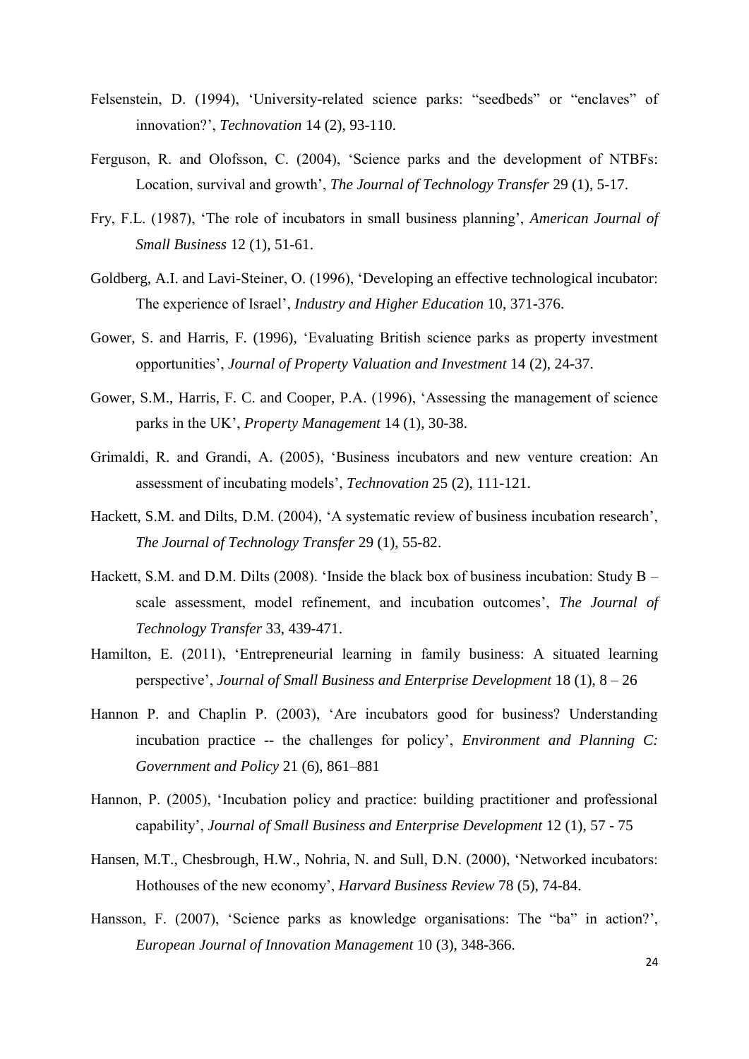Felsenstein, D. (1994), 'University-related science parks: "seedbeds" or "enclaves" of innovation?', *Technovation* 14 (2), 93-110.

Ferguson, R. and Olofsson, C. (2004), 'Science parks and the development of NTBFs: Location, survival and growth', *The Journal of Technology Transfer* 29 (1), 5-17.

Fry, F.L. (1987), 'The role of incubators in small business planning', *American Journal of Small Business* 12 (1), 51-61.

Goldberg, A.I. and Lavi-Steiner, O. (1996), 'Developing an effective technological incubator: The experience of Israel', *Industry and Higher Education* 10, 371-376.

Gower, S. and Harris, F. (1996), 'Evaluating British science parks as property investment opportunities', *Journal of Property Valuation and Investment* 14 (2), 24-37.

Gower, S.M., Harris, F. C. and Cooper, P.A. (1996), 'Assessing the management of science parks in the UK', *Property Management* 14 (1), 30-38.

Grimaldi, R. and Grandi, A. (2005), 'Business incubators and new venture creation: An assessment of incubating models', *Technovation* 25 (2), 111-121.

Hackett, S.M. and Dilts, D.M. (2004), 'A systematic review of business incubation research', *The Journal of Technology Transfer* 29 (1), 55-82.

Hackett, S.M. and D.M. Dilts (2008). 'Inside the black box of business incubation: Study B – scale assessment, model refinement, and incubation outcomes', *The Journal of Technology Transfer* 33, 439-471.

Hamilton, E. (2011), 'Entrepreneurial learning in family business: A situated learning perspective', *Journal of Small Business and Enterprise Development* 18 (1), 8 – 26

Hannon P. and Chaplin P. (2003), 'Are incubators good for business? Understanding incubation practice -- the challenges for policy', *Environment and Planning C: Government and Policy* 21 (6), 861–881

Hannon, P. (2005), 'Incubation policy and practice: building practitioner and professional capability', *Journal of Small Business and Enterprise Development* 12 (1), 57 - 75

Hansen, M.T., Chesbrough, H.W., Nohria, N. and Sull, D.N. (2000), 'Networked incubators: Hothouses of the new economy', *Harvard Business Review* 78 (5), 74-84.

Hansson, F. (2007), 'Science parks as knowledge organisations: The "ba" in action?', *European Journal of Innovation Management* 10 (3), 348-366.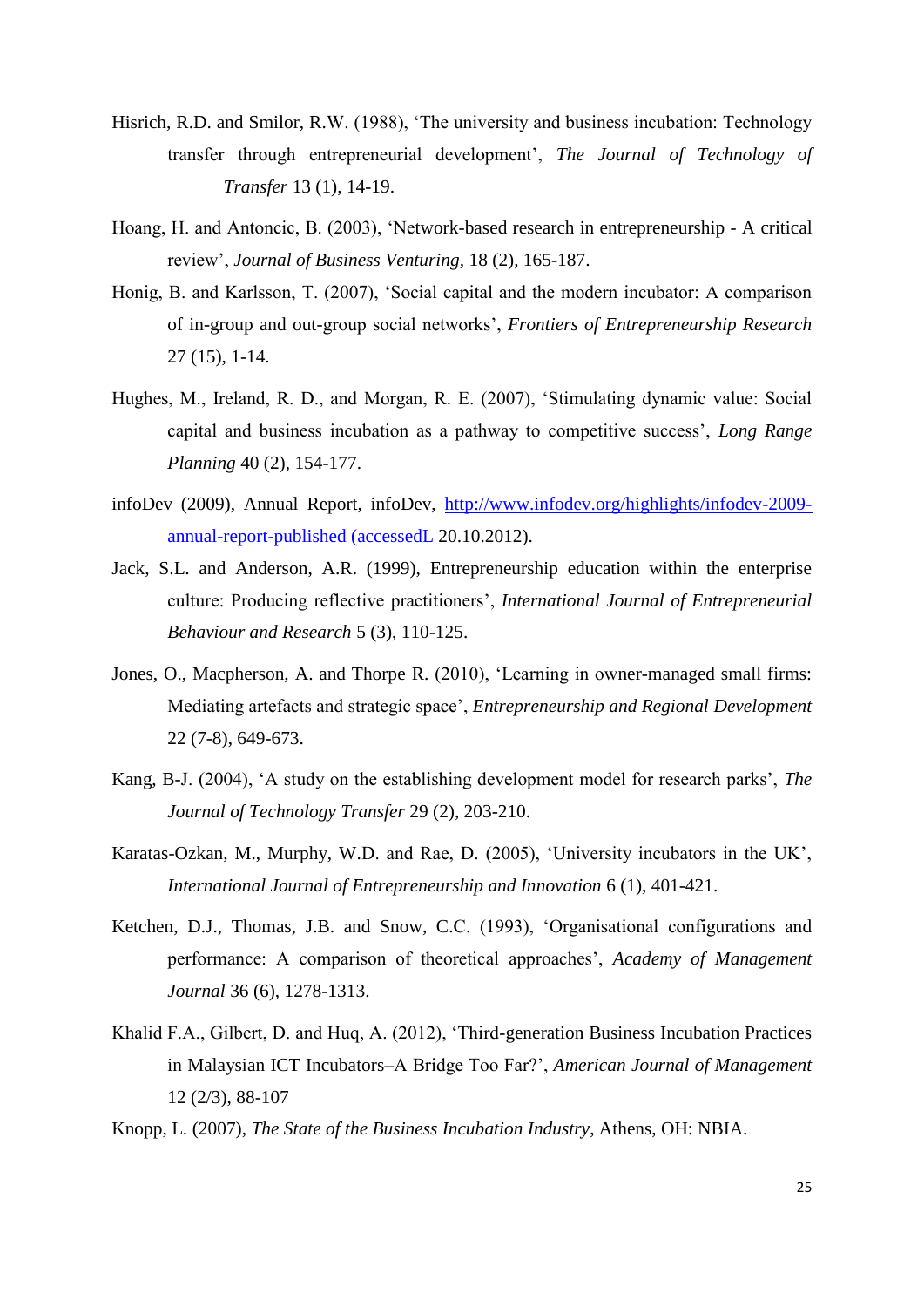Hisrich, R.D. and Smilor, R.W. (1988), 'The university and business incubation: Technology transfer through entrepreneurial development', *The Journal of Technology of Transfer* 13 (1), 14-19.

Hoang, H. and Antoncic, B. (2003), 'Network-based research in entrepreneurship - A critical review', *Journal of Business Venturing*, 18 (2), 165-187.

Honig, B. and Karlsson, T. (2007), 'Social capital and the modern incubator: A comparison of in-group and out-group social networks', *Frontiers of Entrepreneurship Research* 27 (15), 1-14.

Hughes, M., Ireland, R. D., and Morgan, R. E. (2007), 'Stimulating dynamic value: Social capital and business incubation as a pathway to competitive success', *Long Range Planning* 40 (2), 154-177.

infoDev (2009), Annual Report, infoDev, [http://www.infodev.org/highlights/infodev-2009-annual-report-published (accessedL](http://www.infodev.org/highlights/infodev-2009-annual-report-published) 20.10.2012).

Jack, S.L. and Anderson, A.R. (1999), Entrepreneurship education within the enterprise culture: Producing reflective practitioners', *International Journal of Entrepreneurial Behaviour and Research* 5 (3), 110-125.

Jones, O., Macpherson, A. and Thorpe R. (2010), 'Learning in owner-managed small firms: Mediating artefacts and strategic space', *Entrepreneurship and Regional Development* 22 (7-8), 649-673.

Kang, B-J. (2004), 'A study on the establishing development model for research parks', *The Journal of Technology Transfer* 29 (2), 203-210.

Karatas-Ozkan, M., Murphy, W.D. and Rae, D. (2005), 'University incubators in the UK', *International Journal of Entrepreneurship and Innovation* 6 (1), 401-421.

Ketchen, D.J., Thomas, J.B. and Snow, C.C. (1993), 'Organisational configurations and performance: A comparison of theoretical approaches', *Academy of Management Journal* 36 (6), 1278-1313.

Khalid F.A., Gilbert, D. and Huq, A. (2012), 'Third-generation Business Incubation Practices in Malaysian ICT Incubators–A Bridge Too Far?', *American Journal of Management* 12 (2/3), 88-107

Knopp, L. (2007), *The State of the Business Incubation Industry*, Athens, OH: NBIA.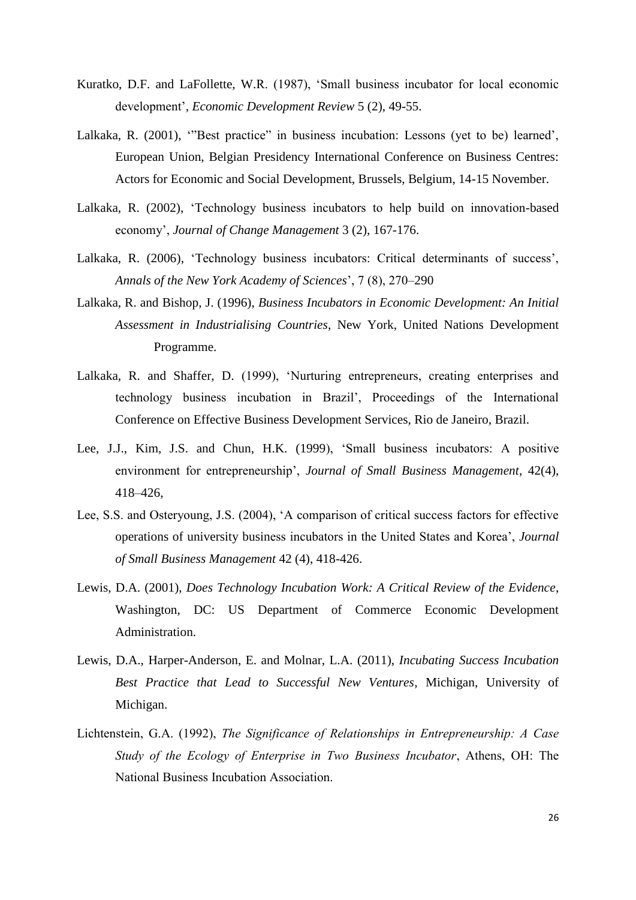Kuratko, D.F. and LaFollette, W.R. (1987), 'Small business incubator for local economic development', *Economic Development Review* 5 (2), 49-55.

Lalkaka, R. (2001), '"Best practice" in business incubation: Lessons (yet to be) learned', European Union, Belgian Presidency International Conference on Business Centres: Actors for Economic and Social Development, Brussels, Belgium, 14-15 November.

Lalkaka, R. (2002), 'Technology business incubators to help build on innovation-based economy', *Journal of Change Management* 3 (2), 167-176.

Lalkaka, R. (2006), 'Technology business incubators: Critical determinants of success', *Annals of the New York Academy of Sciences*', 7 (8), 270–290

Lalkaka, R. and Bishop, J. (1996), *Business Incubators in Economic Development: An Initial Assessment in Industrialising Countries*, New York, United Nations Development Programme.

Lalkaka, R. and Shaffer, D. (1999), 'Nurturing entrepreneurs, creating enterprises and technology business incubation in Brazil', Proceedings of the International Conference on Effective Business Development Services, Rio de Janeiro, Brazil.

Lee, J.J., Kim, J.S. and Chun, H.K. (1999), 'Small business incubators: A positive environment for entrepreneurship', *Journal of Small Business Management*, 42(4), 418–426,

Lee, S.S. and Osteryoung, J.S. (2004), 'A comparison of critical success factors for effective operations of university business incubators in the United States and Korea', *Journal of Small Business Management* 42 (4), 418-426.

Lewis, D.A. (2001), *Does Technology Incubation Work: A Critical Review of the Evidence*, Washington, DC: US Department of Commerce Economic Development Administration.

Lewis, D.A., Harper-Anderson, E. and Molnar, L.A. (2011), *Incubating Success Incubation Best Practice that Lead to Successful New Ventures*, Michigan, University of Michigan.

Lichtenstein, G.A. (1992), *The Significance of Relationships in Entrepreneurship: A Case Study of the Ecology of Enterprise in Two Business Incubator*, Athens, OH: The National Business Incubation Association.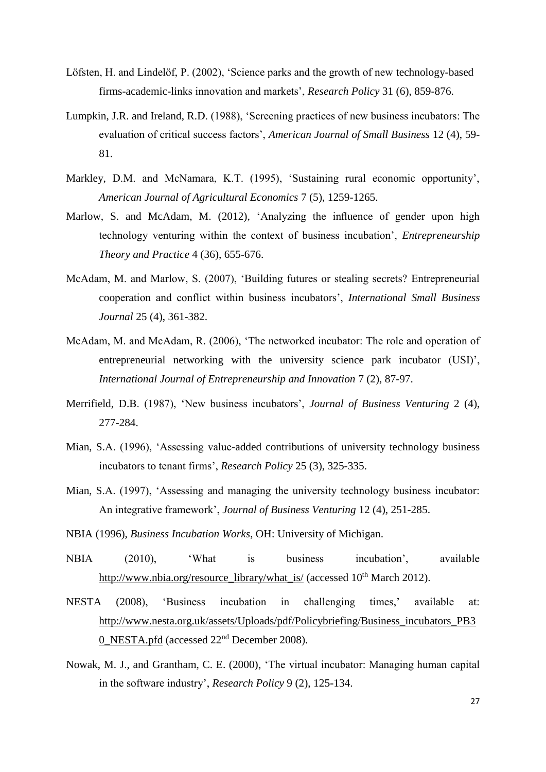Löfsten, H. and Lindelöf, P. (2002), 'Science parks and the growth of new technology-based firms-academic-links innovation and markets', *Research Policy* 31 (6), 859-876.

Lumpkin, J.R. and Ireland, R.D. (1988), 'Screening practices of new business incubators: The evaluation of critical success factors', *American Journal of Small Business* 12 (4), 59-81.

Markley, D.M. and McNamara, K.T. (1995), 'Sustaining rural economic opportunity', *American Journal of Agricultural Economics* 7 (5), 1259-1265.

Marlow, S. and McAdam, M. (2012), 'Analyzing the influence of gender upon high technology venturing within the context of business incubation', *Entrepreneurship Theory and Practice* 4 (36), 655-676.

McAdam, M. and Marlow, S. (2007), 'Building futures or stealing secrets? Entrepreneurial cooperation and conflict within business incubators', *International Small Business Journal* 25 (4), 361-382.

McAdam, M. and McAdam, R. (2006), 'The networked incubator: The role and operation of entrepreneurial networking with the university science park incubator (USI)', *International Journal of Entrepreneurship and Innovation* 7 (2), 87-97.

Merrifield, D.B. (1987), 'New business incubators', *Journal of Business Venturing* 2 (4), 277-284.

Mian, S.A. (1996), 'Assessing value-added contributions of university technology business incubators to tenant firms', *Research Policy* 25 (3), 325-335.

Mian, S.A. (1997), 'Assessing and managing the university technology business incubator: An integrative framework', *Journal of Business Venturing* 12 (4), 251-285.

NBIA (1996), *Business Incubation Works*, OH: University of Michigan.

NBIA (2010), 'What is business incubation', available http://www.nbia.org/resource_library/what_is/ (accessed 10th March 2012).

NESTA (2008), 'Business incubation in challenging times,' available at: http://www.nesta.org.uk/assets/Uploads/pdf/Policybriefing/Business_incubators_PB30_NESTA.pfd (accessed 22nd December 2008).

Nowak, M. J., and Grantham, C. E. (2000), 'The virtual incubator: Managing human capital in the software industry', *Research Policy* 9 (2), 125-134.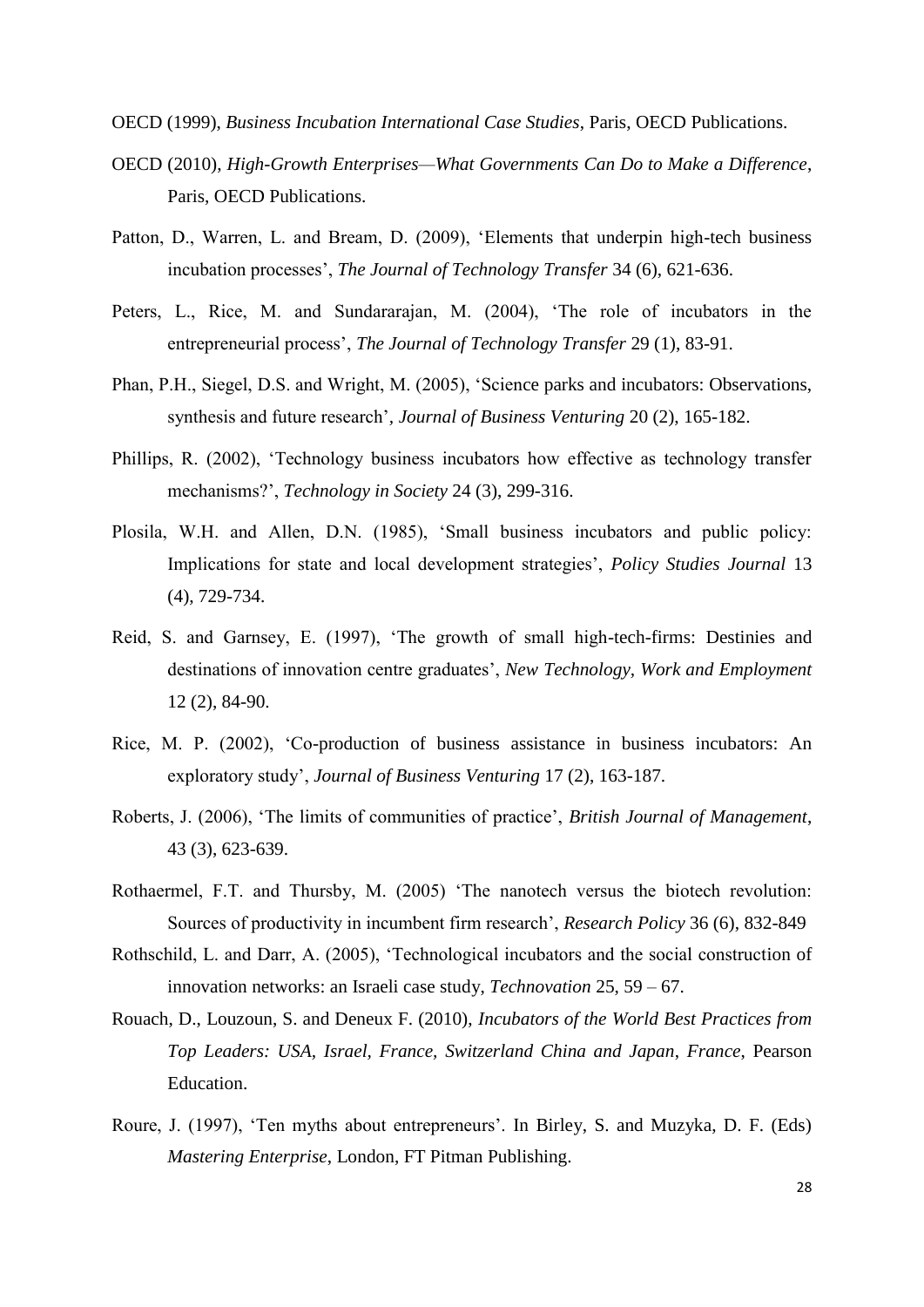OECD (1999), *Business Incubation International Case Studies*, Paris, OECD Publications.

OECD (2010), *High-Growth Enterprises—What Governments Can Do to Make a Difference*, Paris, OECD Publications.

Patton, D., Warren, L. and Bream, D. (2009), 'Elements that underpin high-tech business incubation processes', *The Journal of Technology Transfer* 34 (6), 621-636.

Peters, L., Rice, M. and Sundararajan, M. (2004), 'The role of incubators in the entrepreneurial process', *The Journal of Technology Transfer* 29 (1), 83-91.

Phan, P.H., Siegel, D.S. and Wright, M. (2005), 'Science parks and incubators: Observations, synthesis and future research', *Journal of Business Venturing* 20 (2), 165-182.

Phillips, R. (2002), 'Technology business incubators how effective as technology transfer mechanisms?', *Technology in Society* 24 (3), 299-316.

Plosila, W.H. and Allen, D.N. (1985), 'Small business incubators and public policy: Implications for state and local development strategies', *Policy Studies Journal* 13 (4), 729-734.

Reid, S. and Garnsey, E. (1997), 'The growth of small high-tech-firms: Destinies and destinations of innovation centre graduates', *New Technology, Work and Employment* 12 (2), 84-90.

Rice, M. P. (2002), 'Co-production of business assistance in business incubators: An exploratory study', *Journal of Business Venturing* 17 (2), 163-187.

Roberts, J. (2006), 'The limits of communities of practice', *British Journal of Management*, 43 (3), 623-639.

Rothaermel, F.T. and Thursby, M. (2005) 'The nanotech versus the biotech revolution: Sources of productivity in incumbent firm research', *Research Policy* 36 (6), 832-849

Rothschild, L. and Darr, A. (2005), 'Technological incubators and the social construction of innovation networks: an Israeli case study, *Technovation* 25, 59 – 67.

Rouach, D., Louzoun, S. and Deneux F. (2010), *Incubators of the World Best Practices from Top Leaders: USA, Israel, France, Switzerland China and Japan*, *France*, Pearson Education.

Roure, J. (1997), 'Ten myths about entrepreneurs'. In Birley, S. and Muzyka, D. F. (Eds) *Mastering Enterprise*, London, FT Pitman Publishing.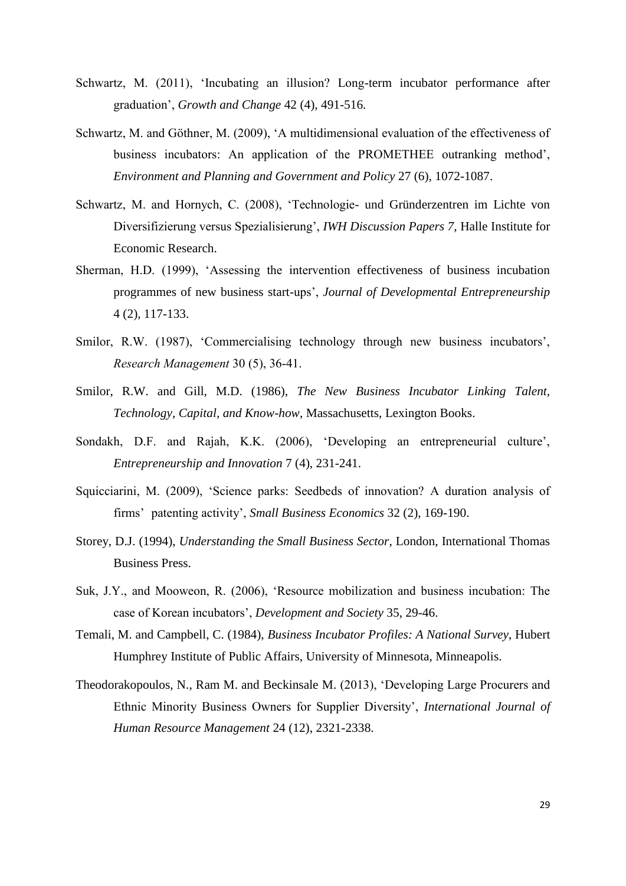Schwartz, M. (2011), 'Incubating an illusion? Long-term incubator performance after graduation', *Growth and Change* 42 (4), 491-516.

Schwartz, M. and Göthner, M. (2009), 'A multidimensional evaluation of the effectiveness of business incubators: An application of the PROMETHEE outranking method', *Environment and Planning and Government and Policy* 27 (6), 1072-1087.

Schwartz, M. and Hornych, C. (2008), 'Technologie- und Gründerzentren im Lichte von Diversifizierung versus Spezialisierung', *IWH Discussion Papers 7*, Halle Institute for Economic Research.

Sherman, H.D. (1999), 'Assessing the intervention effectiveness of business incubation programmes of new business start-ups', *Journal of Developmental Entrepreneurship* 4 (2), 117-133.

Smilor, R.W. (1987), 'Commercialising technology through new business incubators', *Research Management* 30 (5), 36-41.

Smilor, R.W. and Gill, M.D. (1986), *The New Business Incubator Linking Talent, Technology, Capital, and Know-how*, Massachusetts, Lexington Books.

Sondakh, D.F. and Rajah, K.K. (2006), 'Developing an entrepreneurial culture', *Entrepreneurship and Innovation* 7 (4), 231-241.

Squicciarini, M. (2009), 'Science parks: Seedbeds of innovation? A duration analysis of firms' patenting activity', *Small Business Economics* 32 (2), 169-190.

Storey, D.J. (1994), *Understanding the Small Business Sector*, London, International Thomas Business Press.

Suk, J.Y., and Mooweon, R. (2006), 'Resource mobilization and business incubation: The case of Korean incubators', *Development and Society* 35, 29-46.

Temali, M. and Campbell, C. (1984), *Business Incubator Profiles: A National Survey*, Hubert Humphrey Institute of Public Affairs, University of Minnesota, Minneapolis.

Theodorakopoulos, N., Ram M. and Beckinsale M. (2013), 'Developing Large Procurers and Ethnic Minority Business Owners for Supplier Diversity', *International Journal of Human Resource Management* 24 (12), 2321-2338.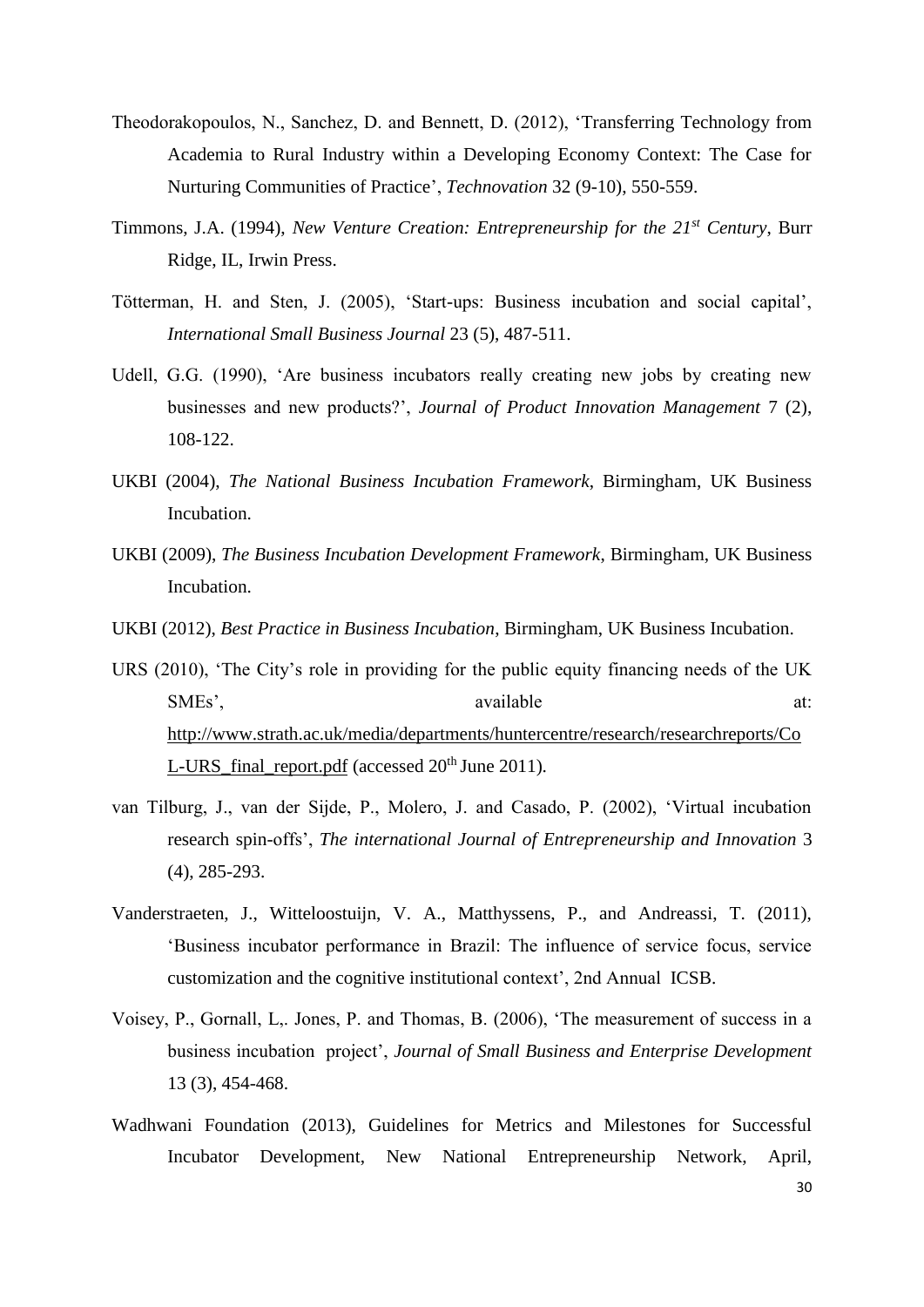Theodorakopoulos, N., Sanchez, D. and Bennett, D. (2012), 'Transferring Technology from Academia to Rural Industry within a Developing Economy Context: The Case for Nurturing Communities of Practice', *Technovation* 32 (9-10), 550-559.

Timmons, J.A. (1994), *New Venture Creation: Entrepreneurship for the 21st Century*, Burr Ridge, IL, Irwin Press.

Tötterman, H. and Sten, J. (2005), 'Start-ups: Business incubation and social capital', *International Small Business Journal* 23 (5), 487-511.

Udell, G.G. (1990), 'Are business incubators really creating new jobs by creating new businesses and new products?', *Journal of Product Innovation Management* 7 (2), 108-122.

UKBI (2004), *The National Business Incubation Framework*, Birmingham, UK Business Incubation.

UKBI (2009), *The Business Incubation Development Framework*, Birmingham, UK Business Incubation.

UKBI (2012), *Best Practice in Business Incubation*, Birmingham, UK Business Incubation.

URS (2010), 'The City's role in providing for the public equity financing needs of the UK SMEs', available at: http://www.strath.ac.uk/media/departments/huntercentre/research/researchreports/CoL-URS_final_report.pdf (accessed 20th June 2011).

van Tilburg, J., van der Sijde, P., Molero, J. and Casado, P. (2002), 'Virtual incubation research spin-offs', *The international Journal of Entrepreneurship and Innovation* 3 (4), 285-293.

Vanderstraeten, J., Witteloostuijn, V. A., Matthyssens, P., and Andreassi, T. (2011), 'Business incubator performance in Brazil: The influence of service focus, service customization and the cognitive institutional context', 2nd Annual ICSB.

Voisey, P., Gornall, L,. Jones, P. and Thomas, B. (2006), 'The measurement of success in a business incubation project', *Journal of Small Business and Enterprise Development* 13 (3), 454-468.

Wadhwani Foundation (2013), Guidelines for Metrics and Milestones for Successful Incubator Development, New National Entrepreneurship Network, April,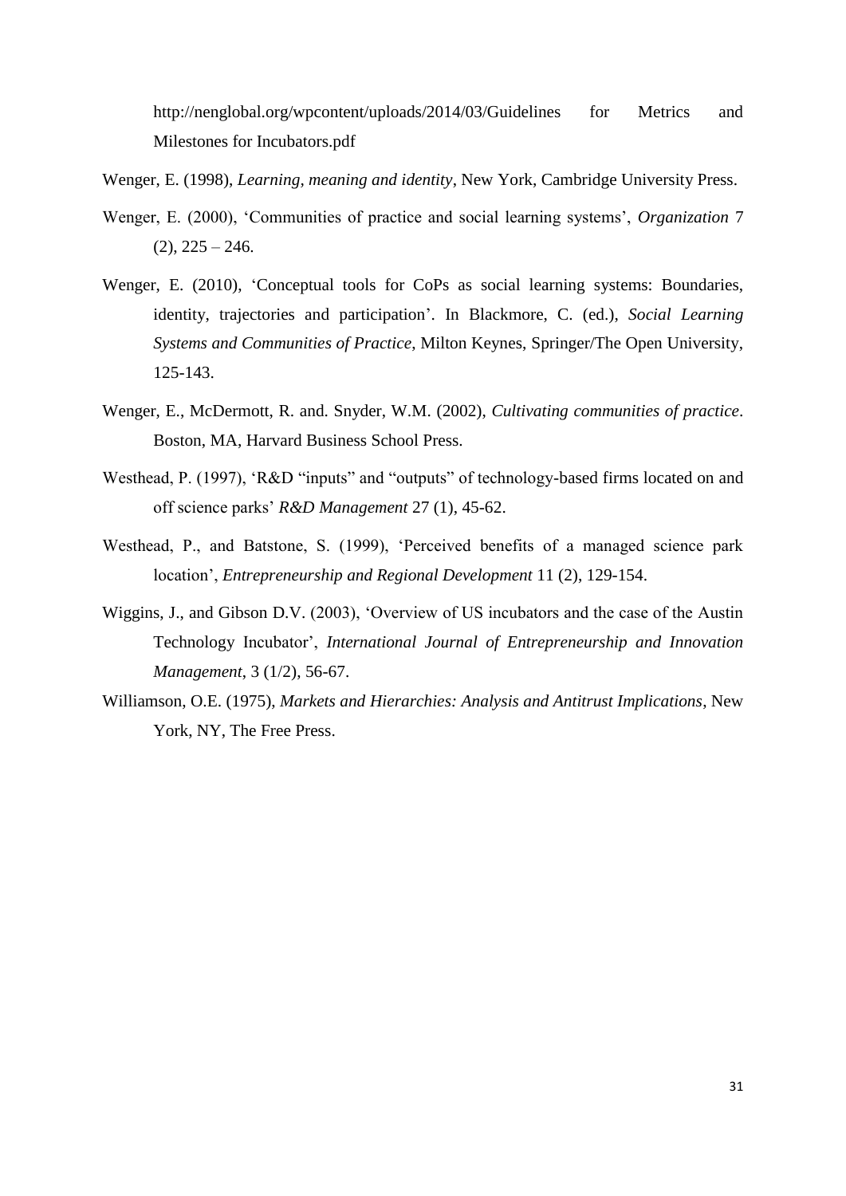http://nenglobal.org/wpcontent/uploads/2014/03/Guidelines for Metrics and Milestones for Incubators.pdf

Wenger, E. (1998), *Learning, meaning and identity*, New York, Cambridge University Press.

Wenger, E. (2000), 'Communities of practice and social learning systems', *Organization* 7 (2), 225 – 246.

Wenger, E. (2010), 'Conceptual tools for CoPs as social learning systems: Boundaries, identity, trajectories and participation'. In Blackmore, C. (ed.), *Social Learning Systems and Communities of Practice*, Milton Keynes, Springer/The Open University, 125-143.

Wenger, E., McDermott, R. and. Snyder, W.M. (2002), *Cultivating communities of practice*. Boston, MA, Harvard Business School Press.

Westhead, P. (1997), 'R&D "inputs" and "outputs" of technology-based firms located on and off science parks' *R&D Management* 27 (1), 45-62.

Westhead, P., and Batstone, S. (1999), 'Perceived benefits of a managed science park location', *Entrepreneurship and Regional Development* 11 (2), 129-154.

Wiggins, J., and Gibson D.V. (2003), 'Overview of US incubators and the case of the Austin Technology Incubator', *International Journal of Entrepreneurship and Innovation Management*, 3 (1/2), 56-67.

Williamson, O.E. (1975), *Markets and Hierarchies: Analysis and Antitrust Implications*, New York, NY, The Free Press.